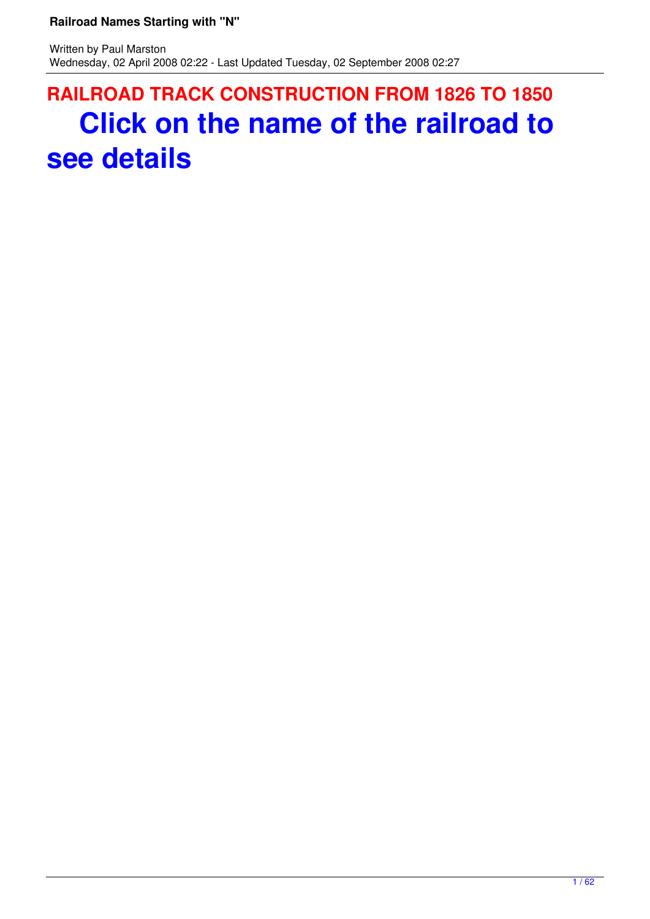# RAILROAD TRACK CONSTRUCTION FROM 1826 TO 1850

## Click on the name of the railroad to see details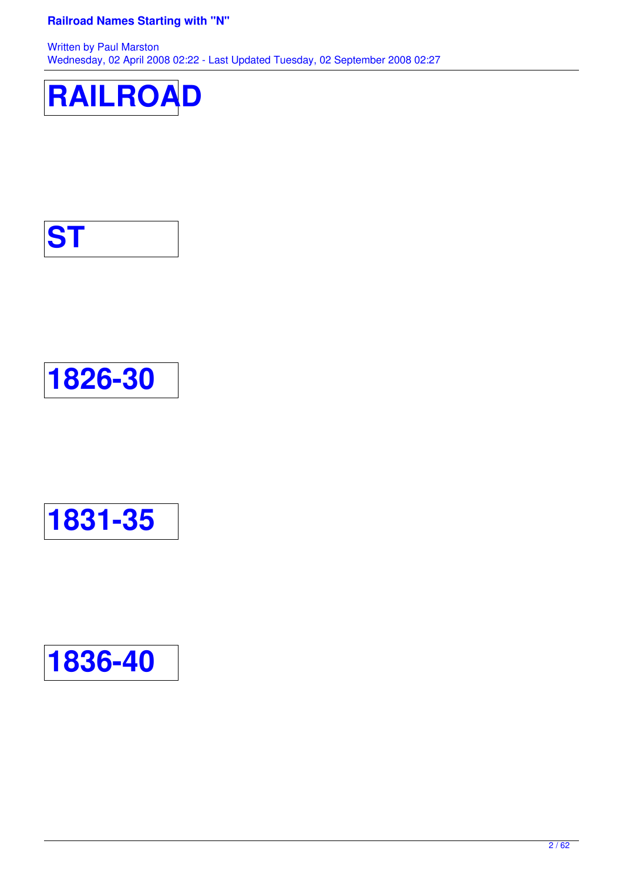**RAILROAD**

**ST**

**1826-30**

**1831-35**

**1836-40**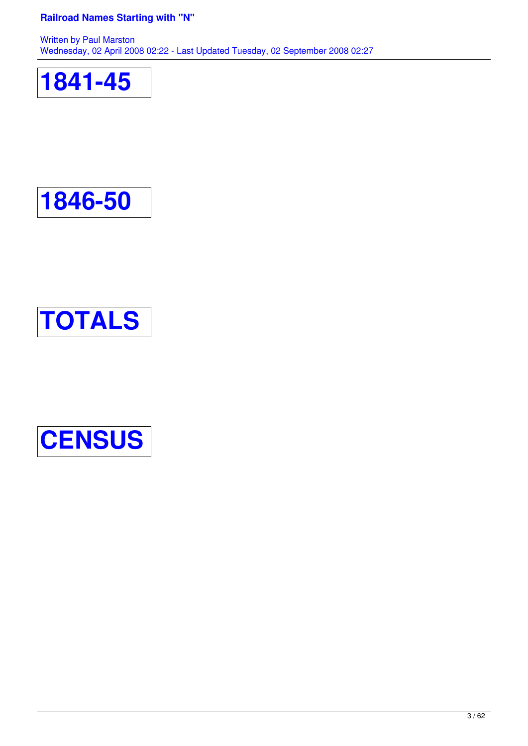# 1841-45

# 1846-50

# TOTALS

# CENSUS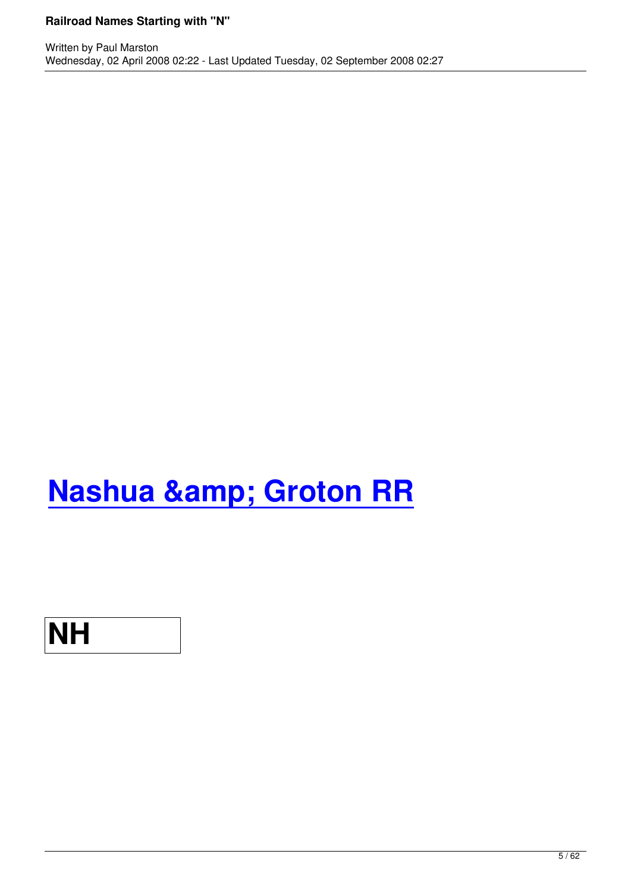# [Nashua &amp; Groton RR]()

| |
| --- |
| **NH** |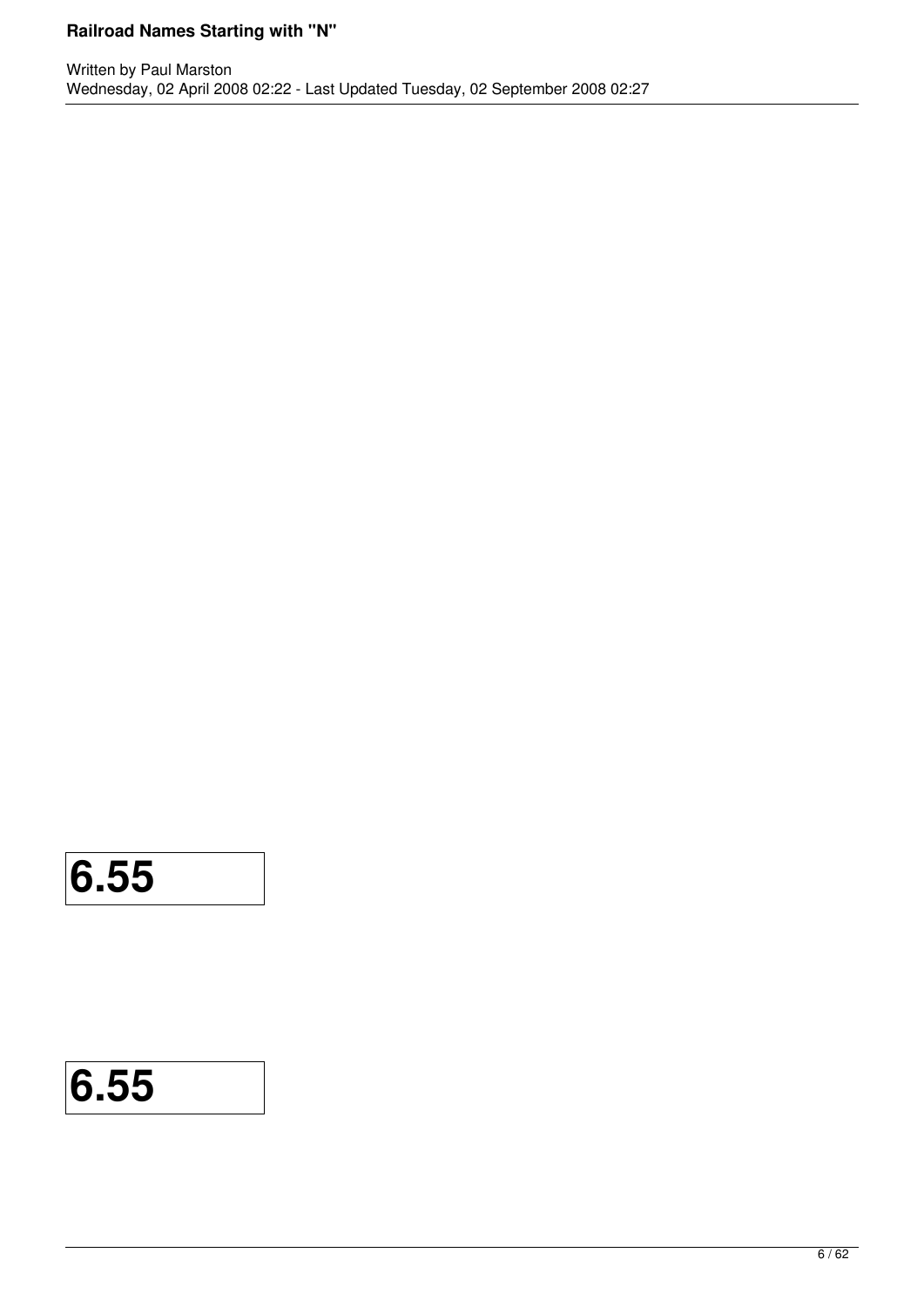# 6.55

# 6.55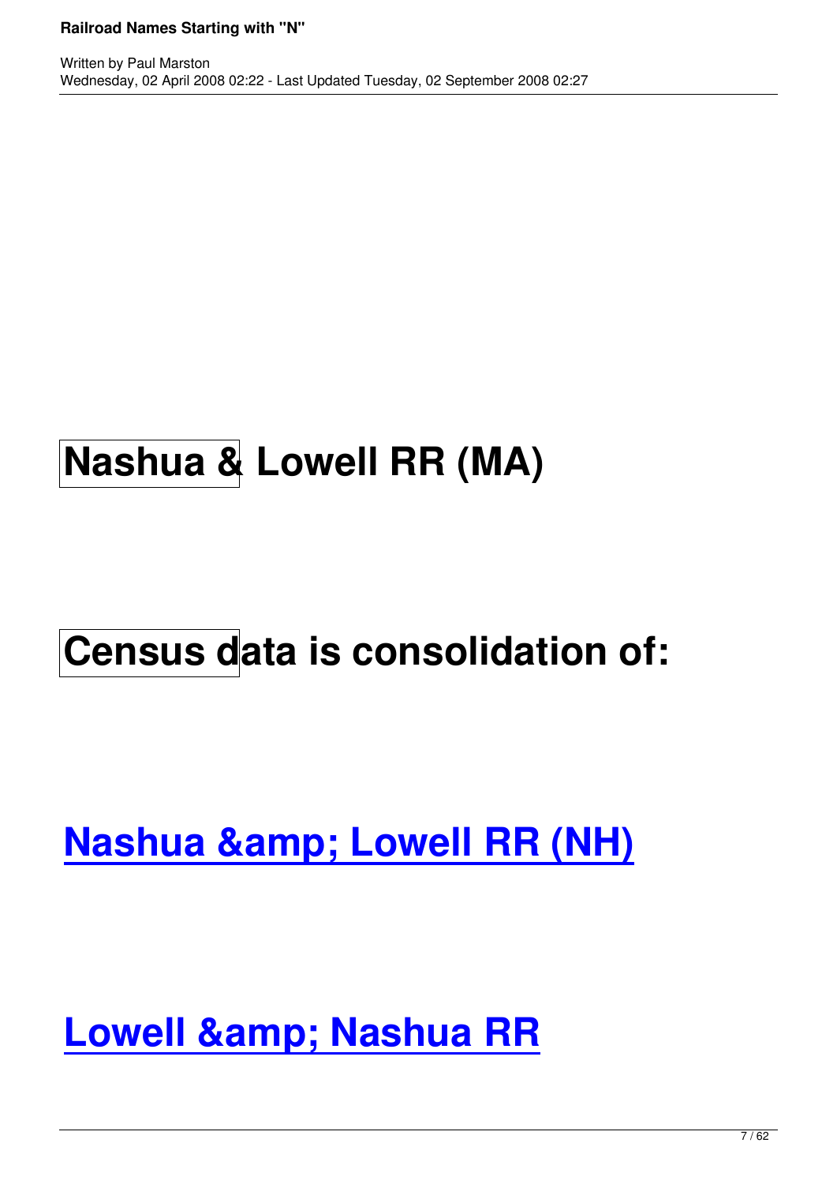# Nashua & Lowell RR (MA)

# Census data is consolidation of:

# Nashua &amp; Lowell RR (NH)

# Lowell &amp; Nashua RR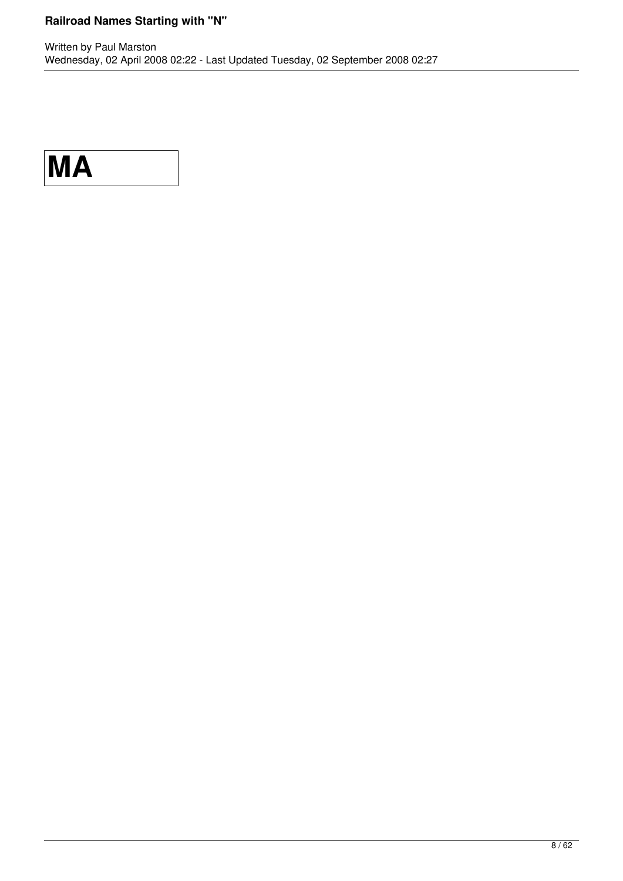# MA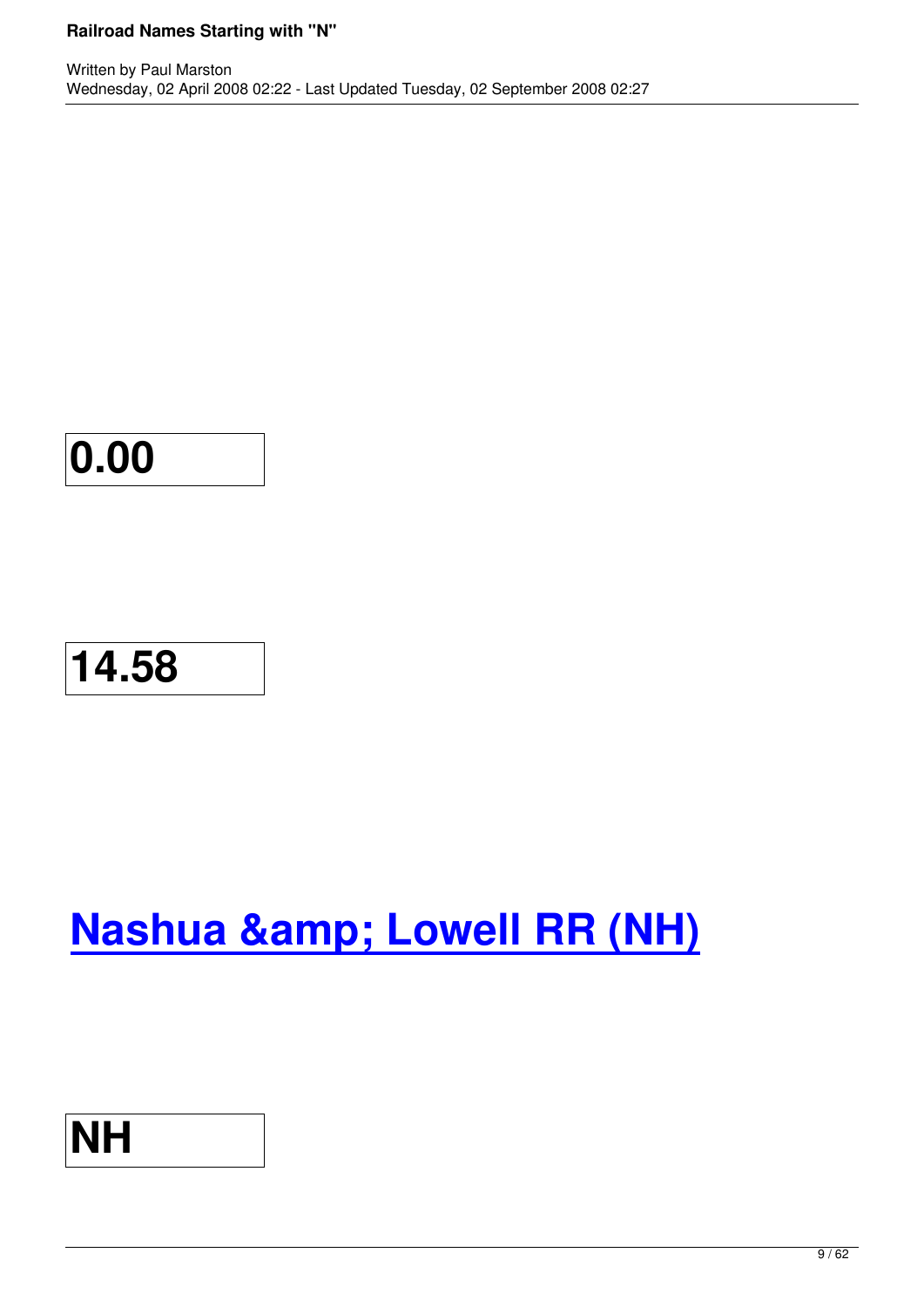| |
|---|
| **0.00** |

| |
|---|
| **14.58** |

# Nashua &amp; Lowell RR (NH)

| |
|---|
| **NH** |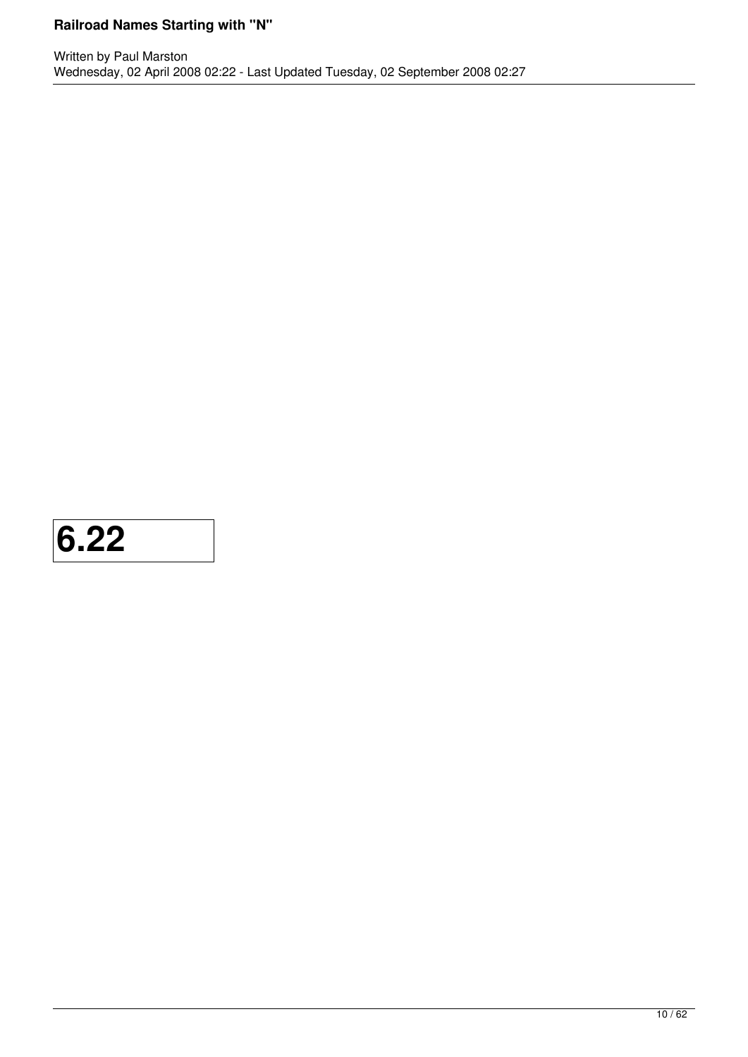**6.22**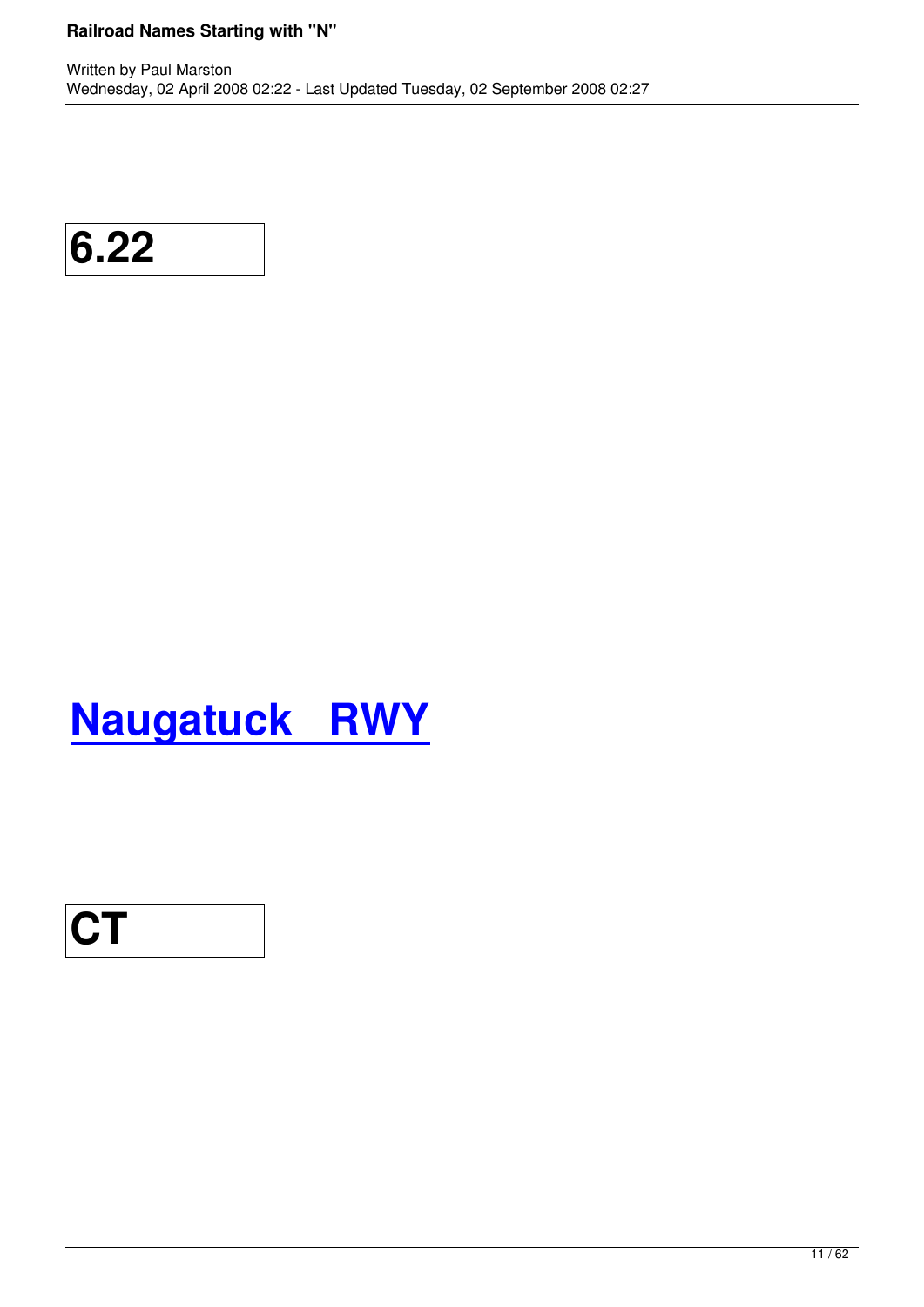**6.22**

## [Naugatuck RWY]

**CT**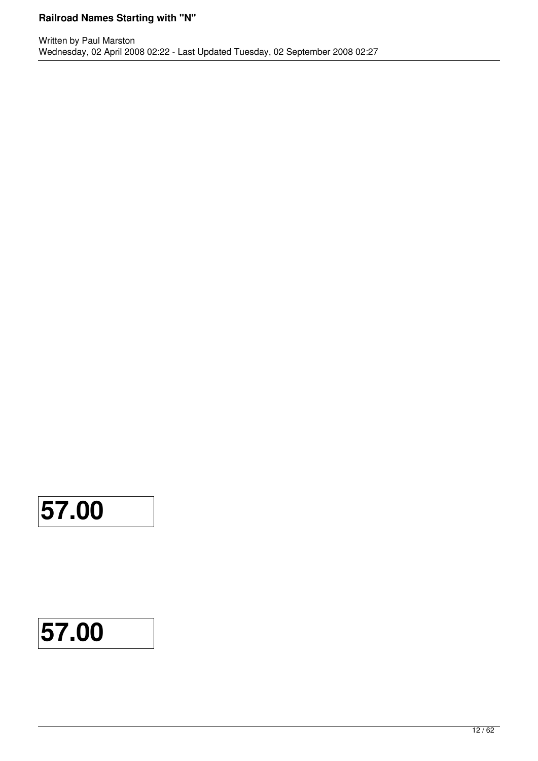**57.00**

**57.00**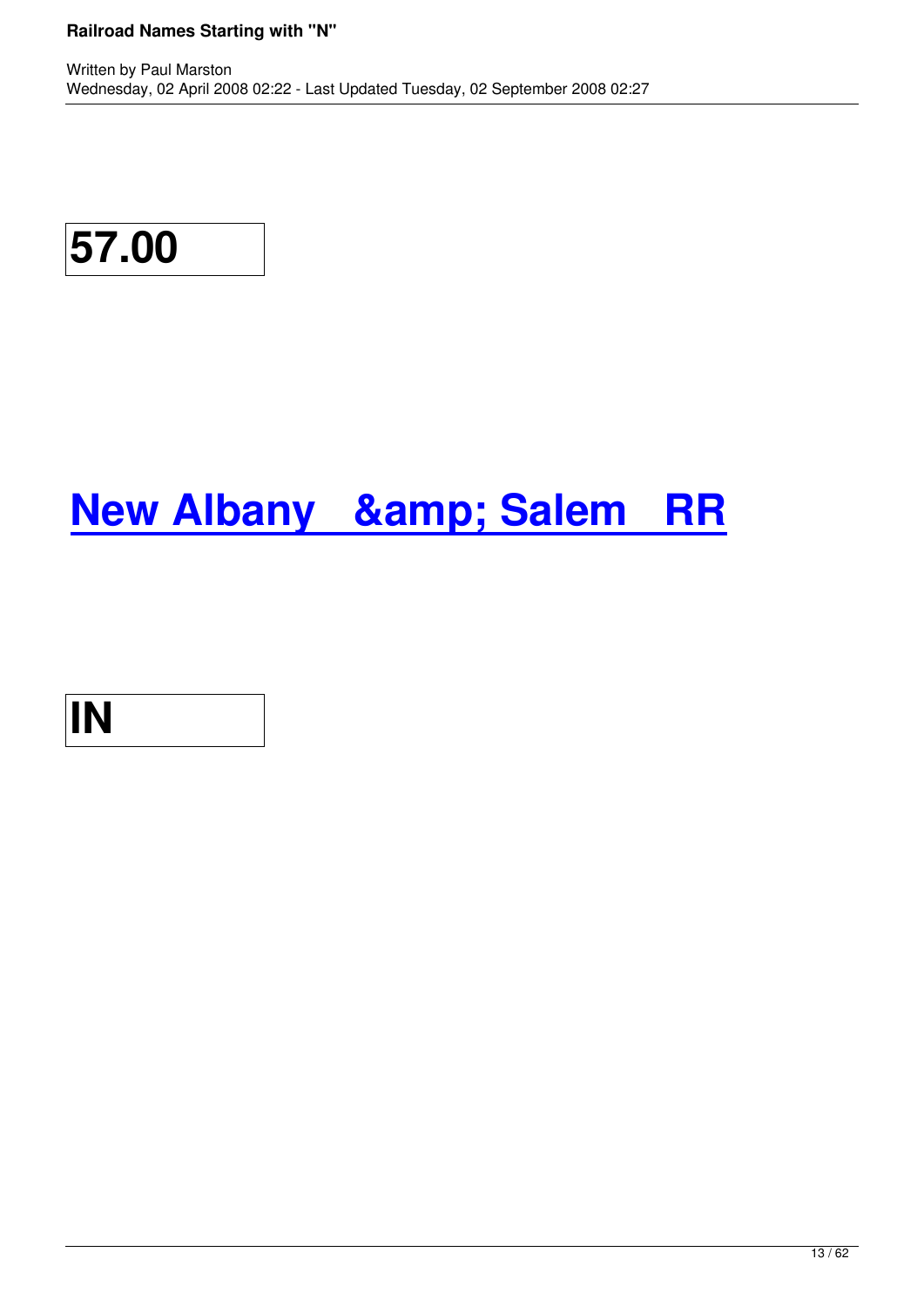| |
|---|
| 57.00 |

# [New Albany &amp; Salem RR]

| |
|---|
| IN |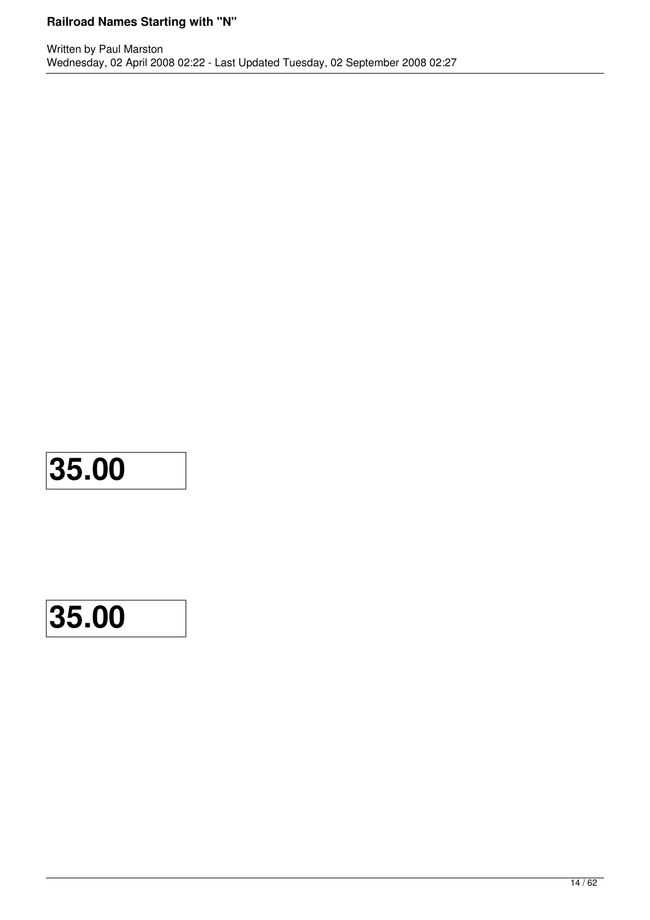**35.00**

**35.00**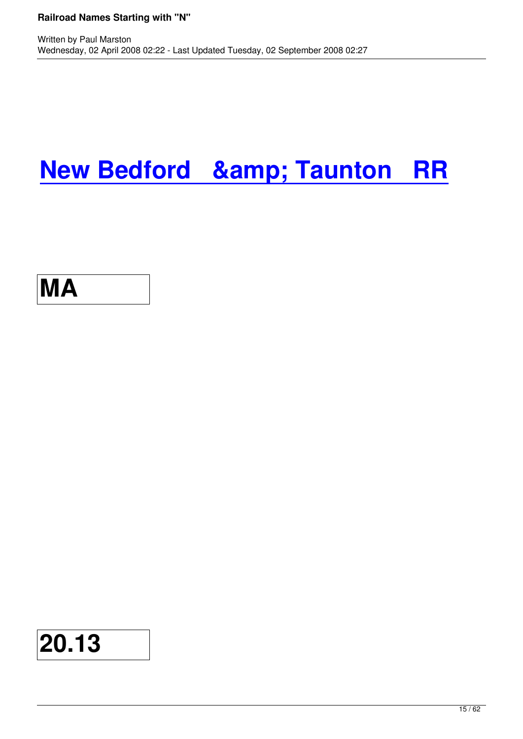# New Bedford &amp; Taunton RR

| |
|---|
| **MA** |

| |
|---|
| **20.13** |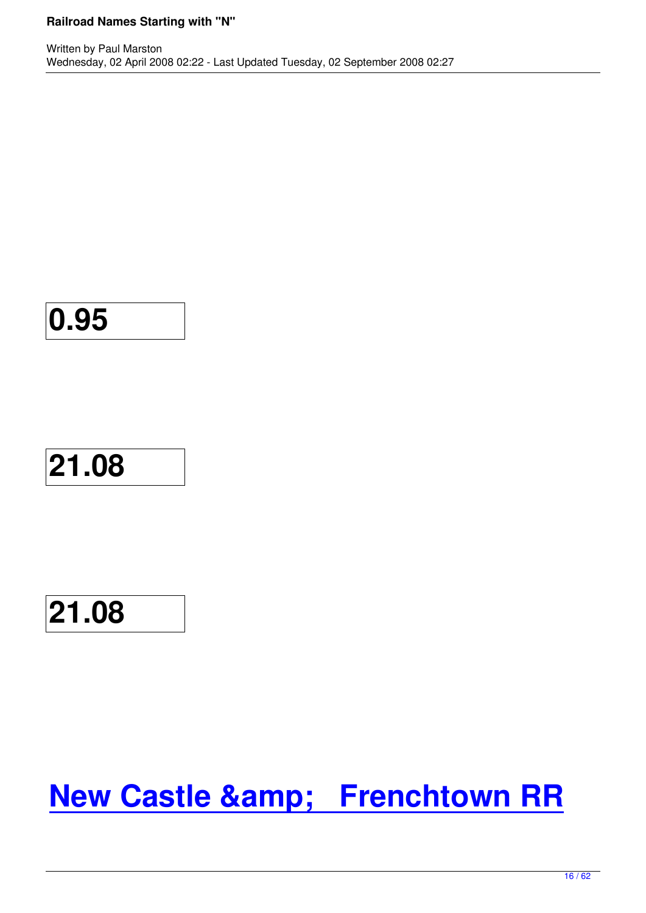**0.95**

**21.08**

**21.08**

# New Castle &amp;   Frenchtown RR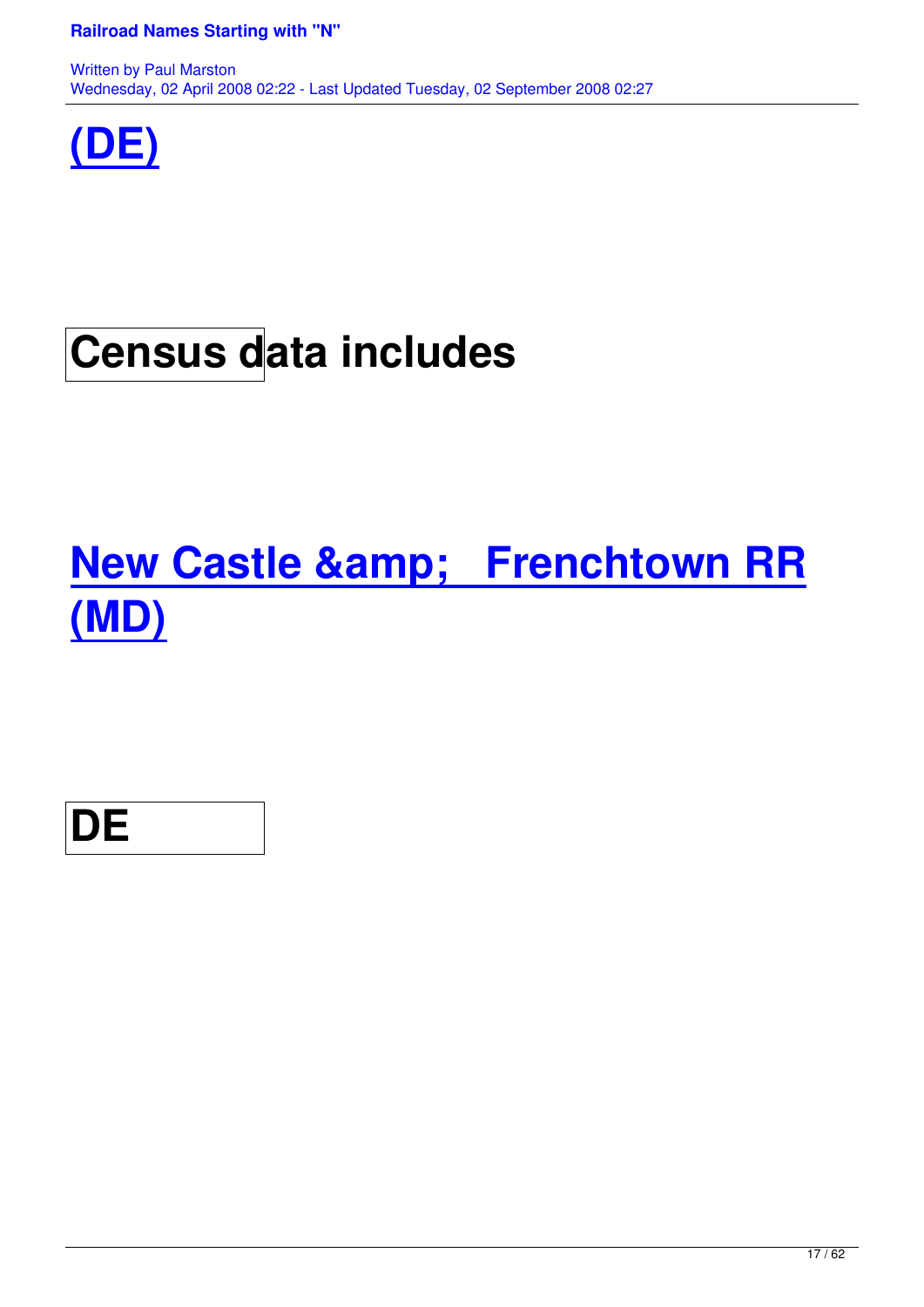## (DE)

## Census data includes

## New Castle &amp;   Frenchtown RR (MD)

| |
|---|
| DE |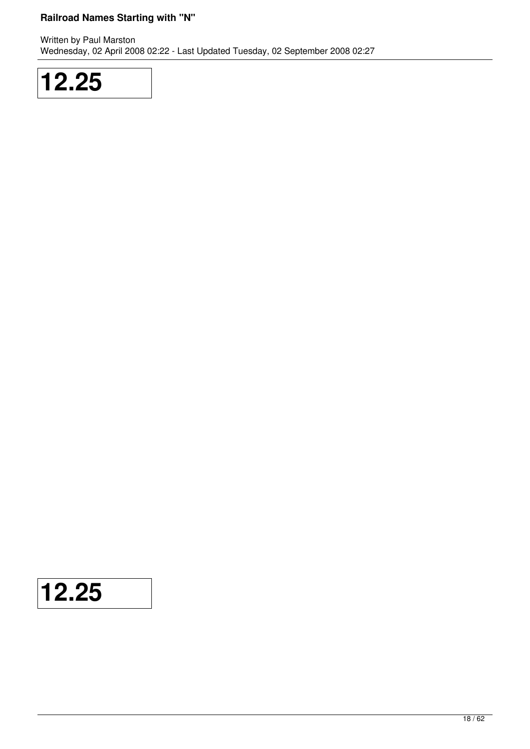**12.25**

**12.25**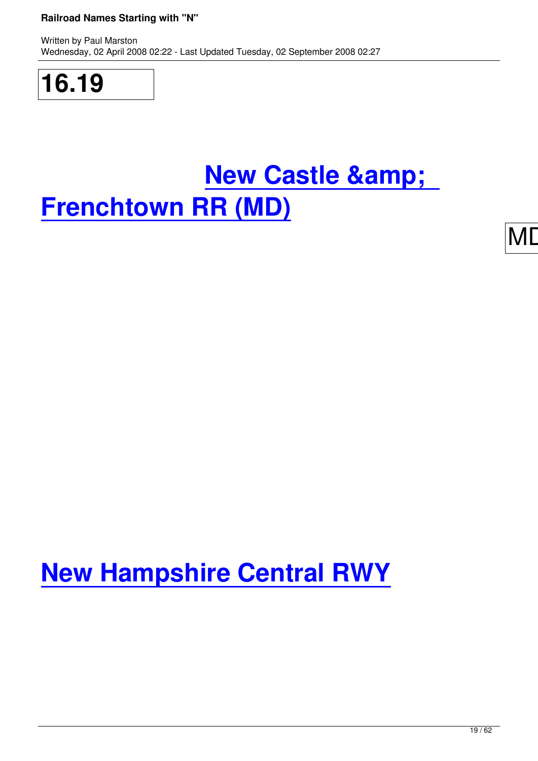**16.19**

# New Castle &amp; Frenchtown RR (MD)

MD

# New Hampshire Central RWY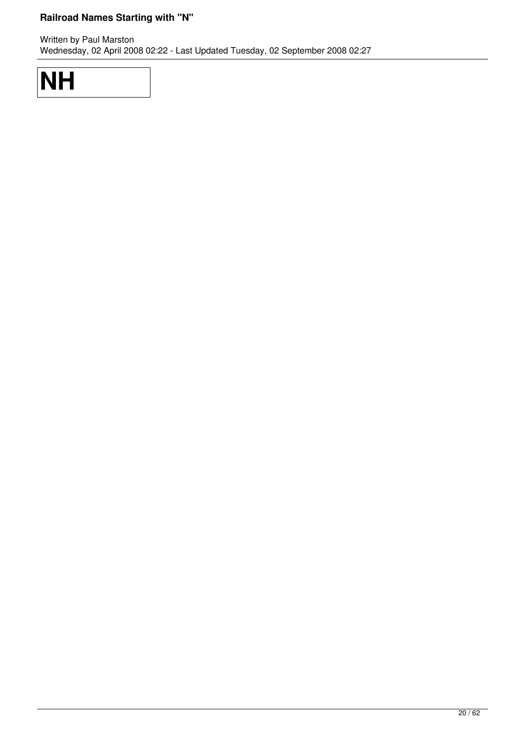# NH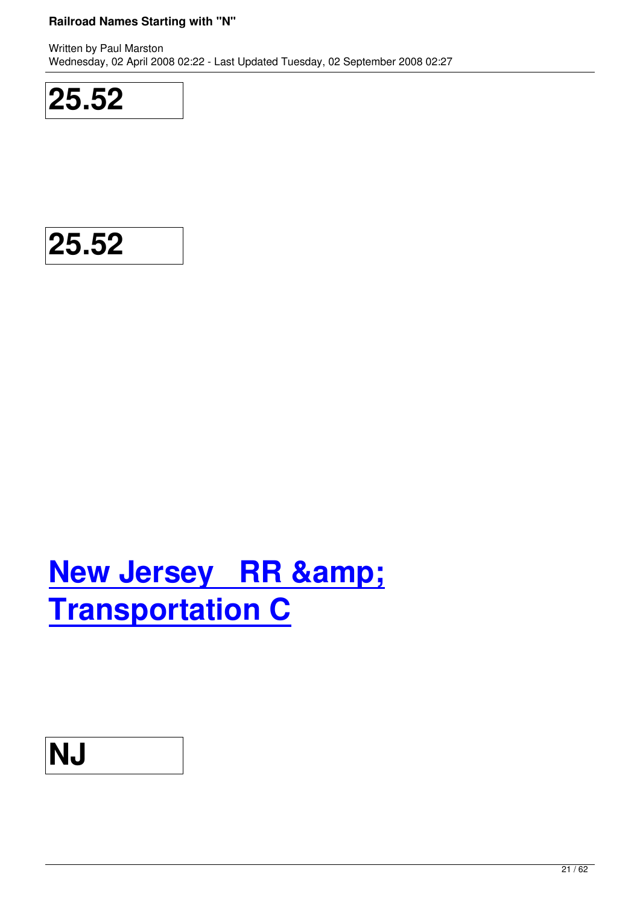**25.52**

**25.52**

# New Jersey RR &amp; Transportation C

**NJ**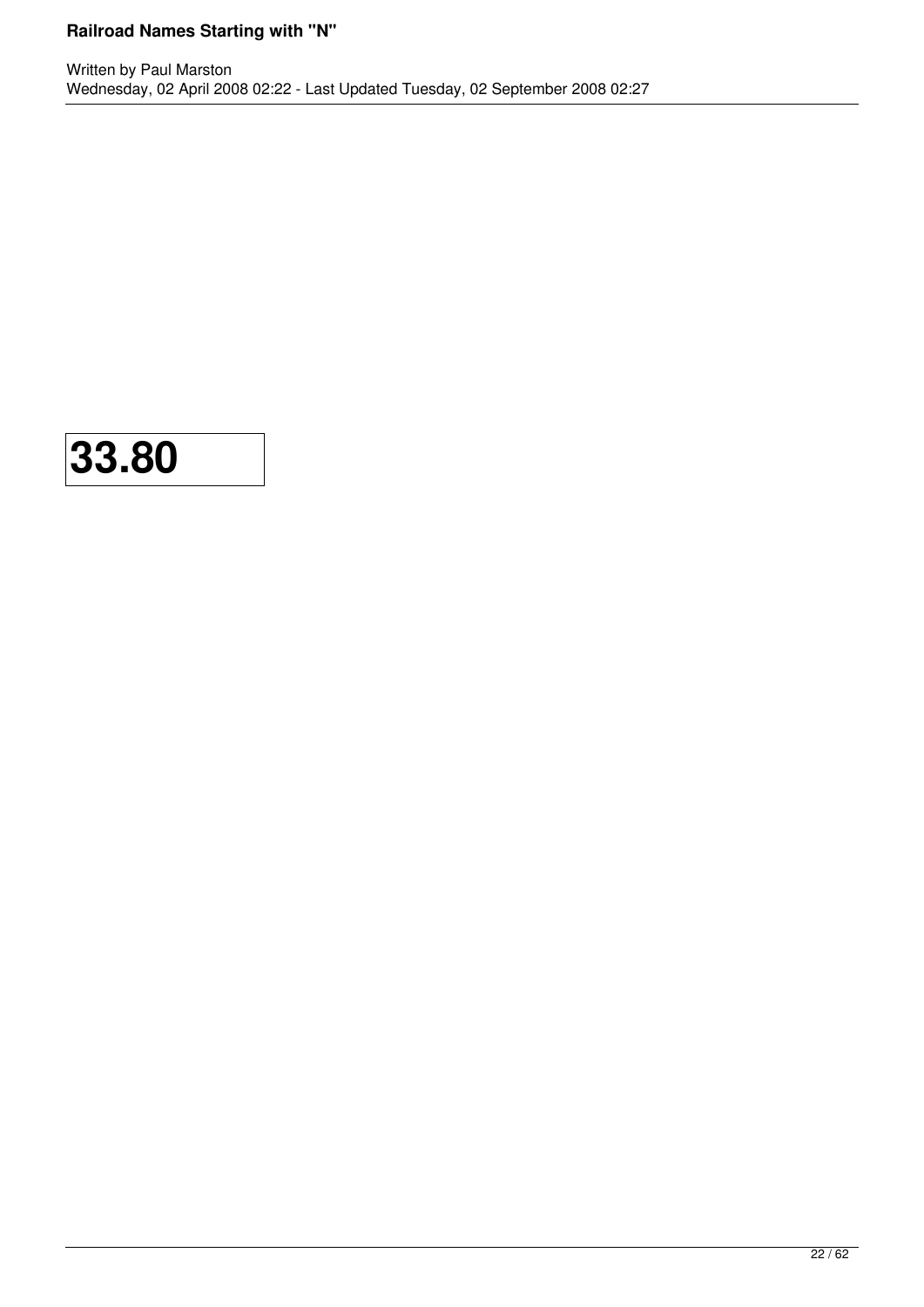| |
|---|
| **33.80** |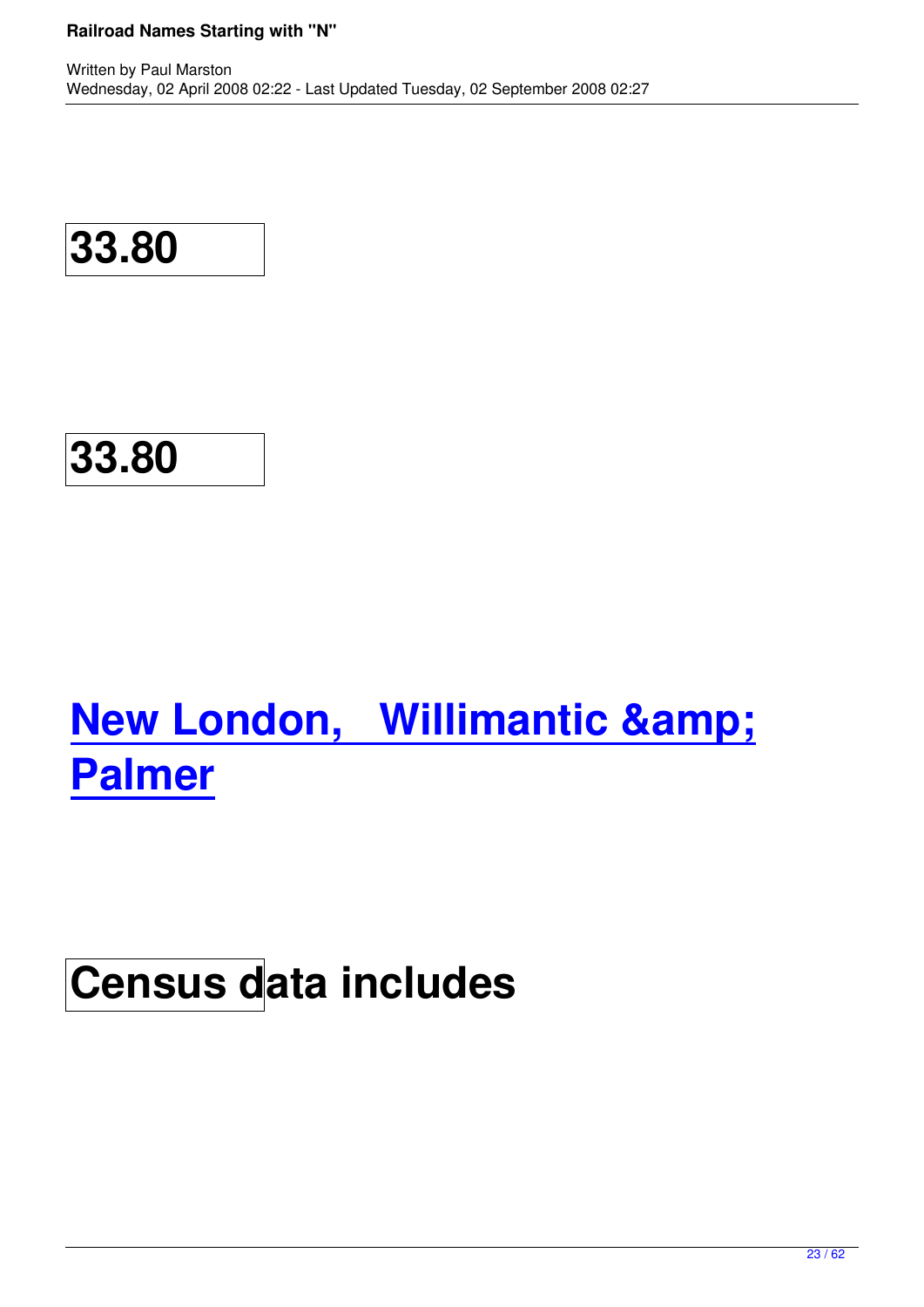**33.80**

**33.80**

# [New London,   Willimantic &amp; Palmer]

# Census data includes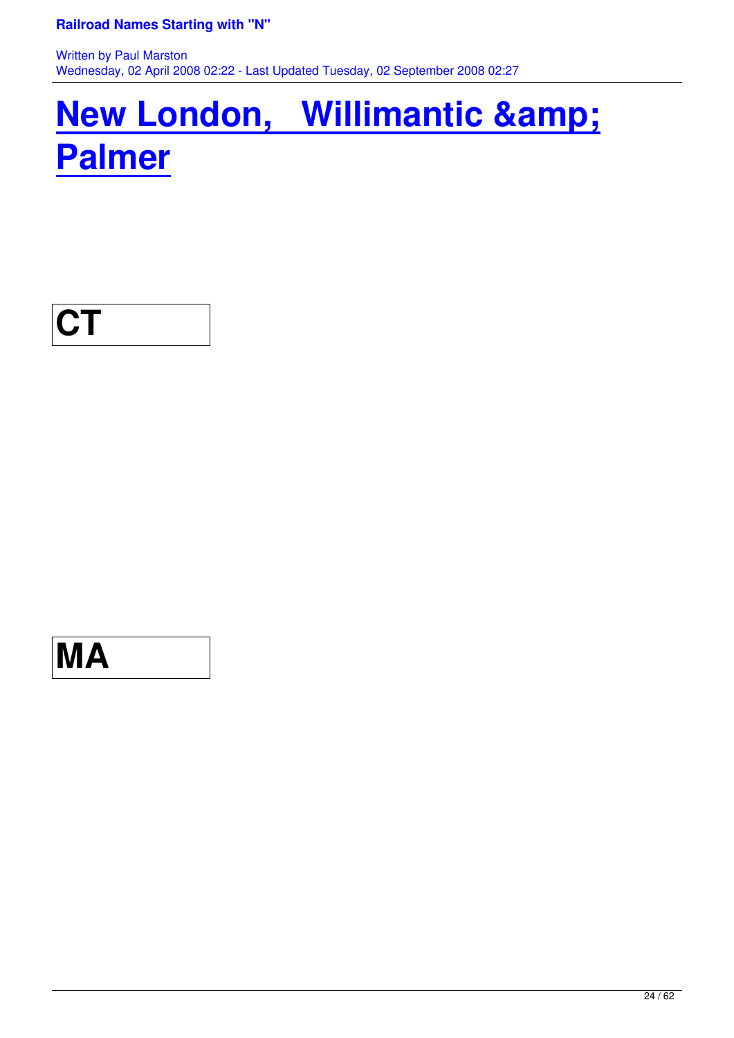# New London, Willimantic &amp; Palmer

CT

MA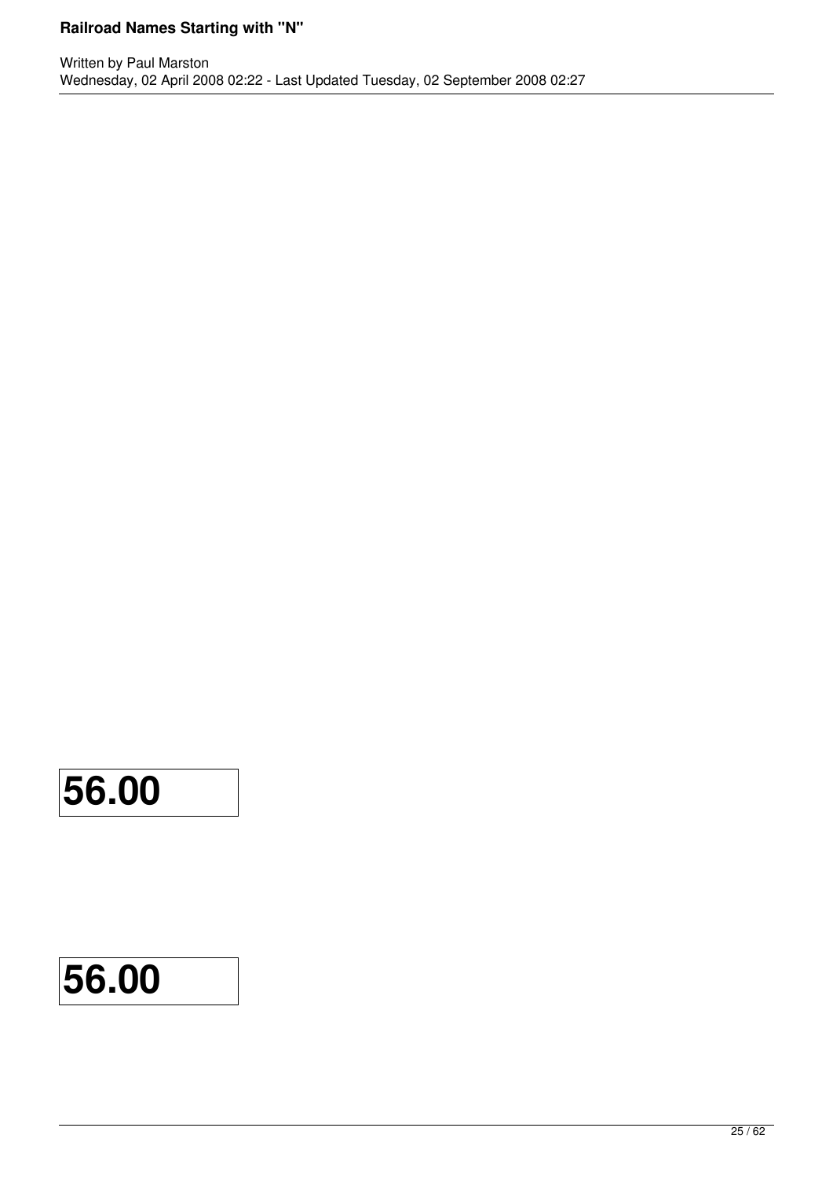**56.00**

**56.00**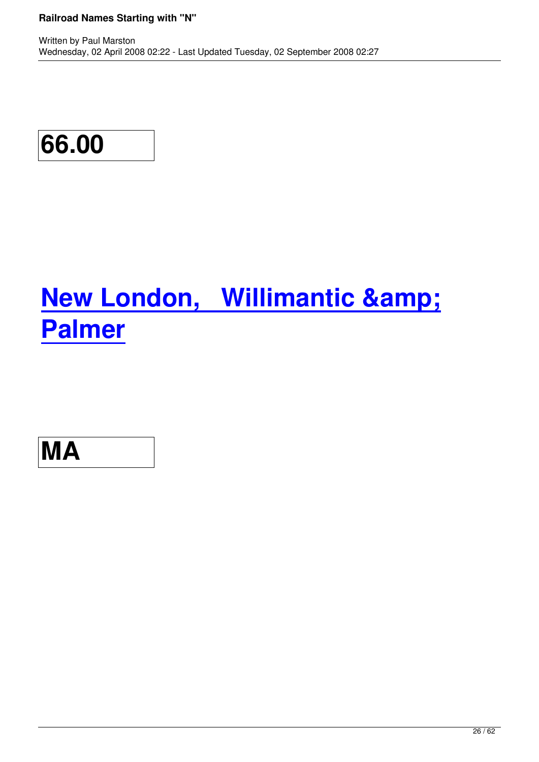| |
|---|
| **66.00** |

# New London, Willimantic &amp; Palmer

| |
|---|
| **MA** |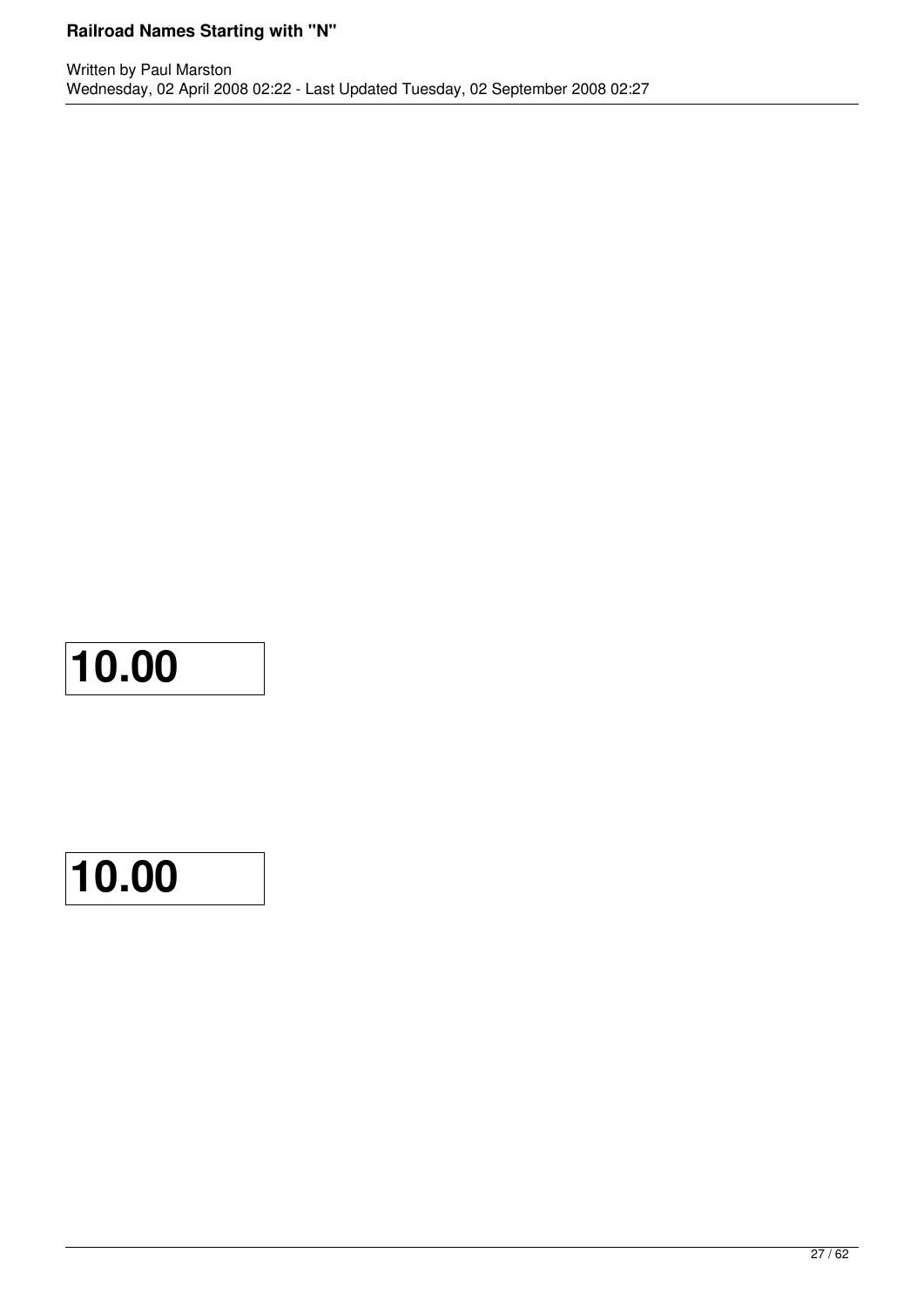**10.00**

**10.00**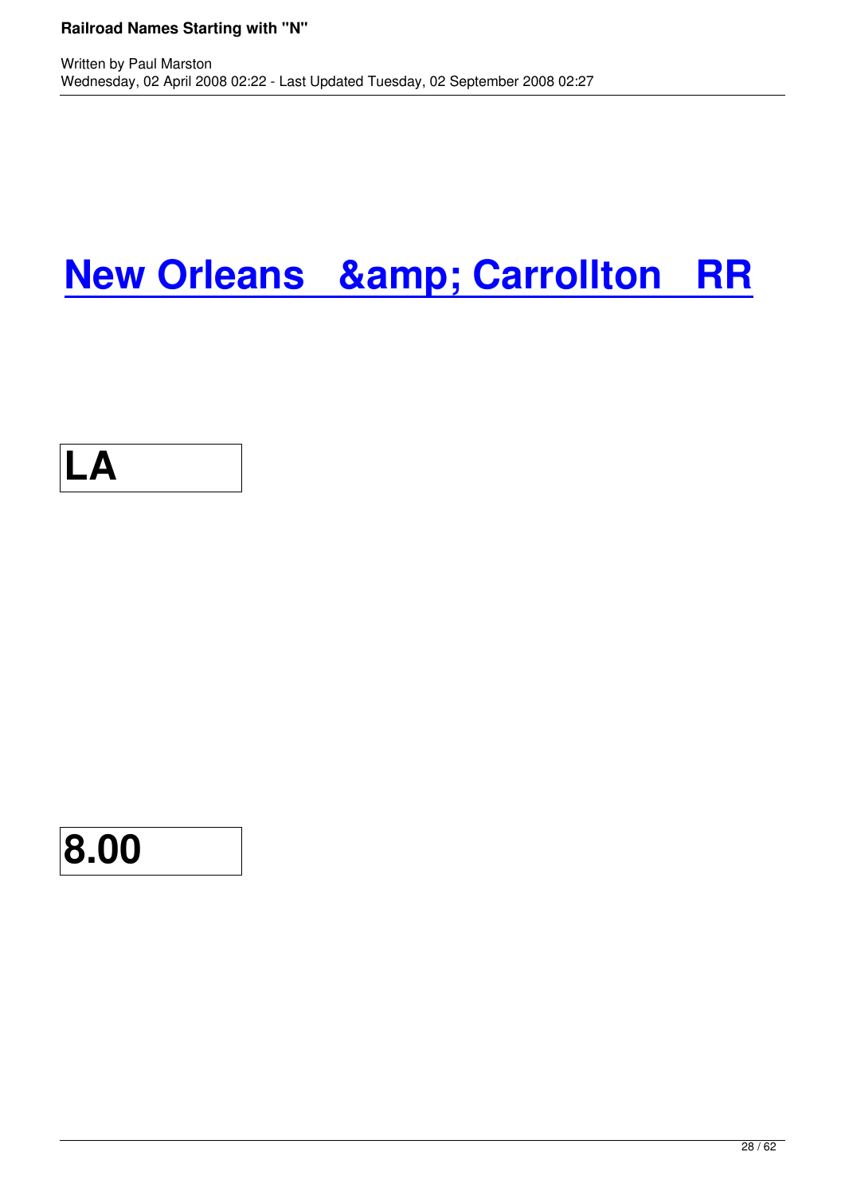# New Orleans &amp; Carrollton RR

**LA**

**8.00**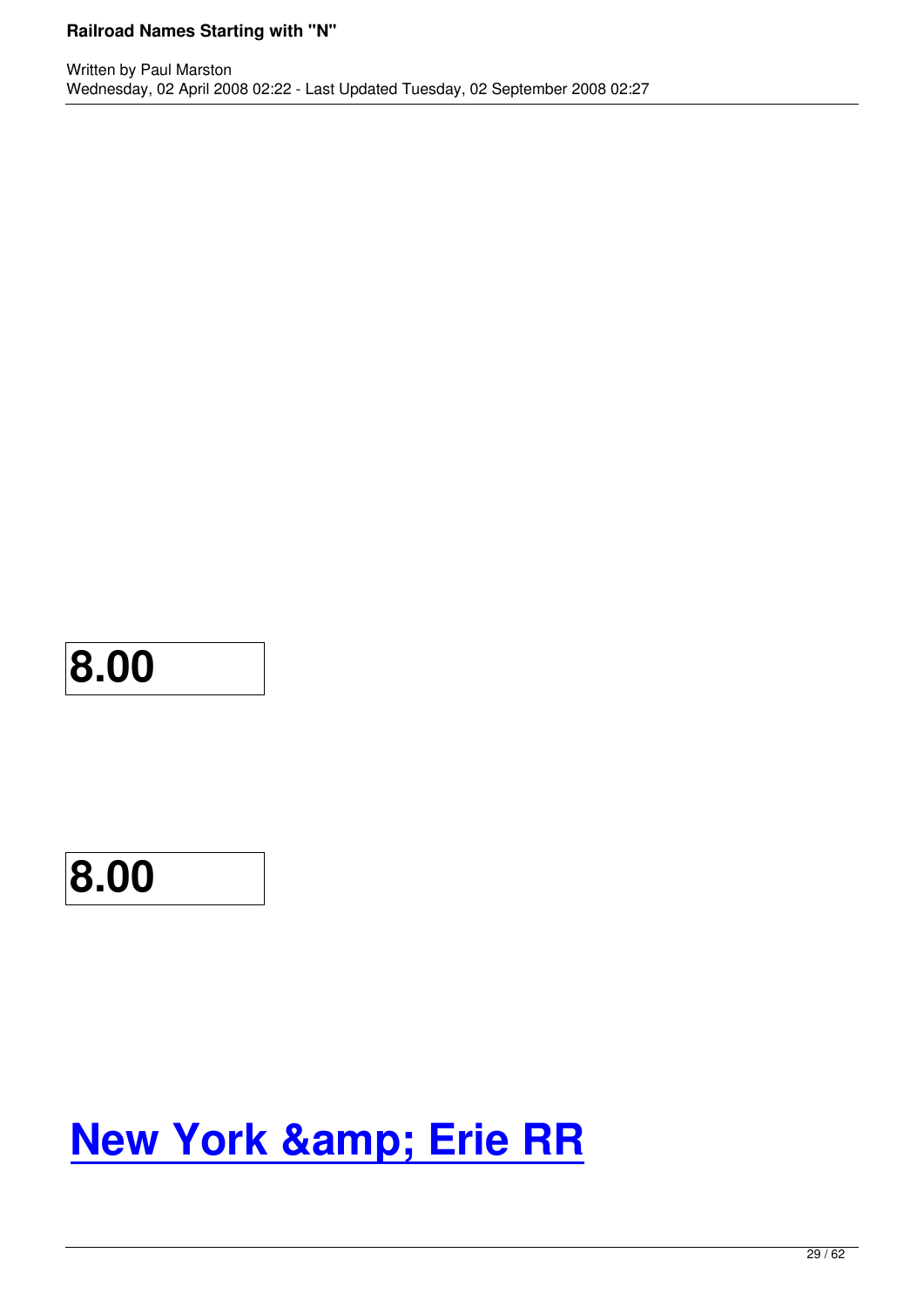| 8.00 |
| --- |

| 8.00 |
| --- |

# New York &amp; Erie RR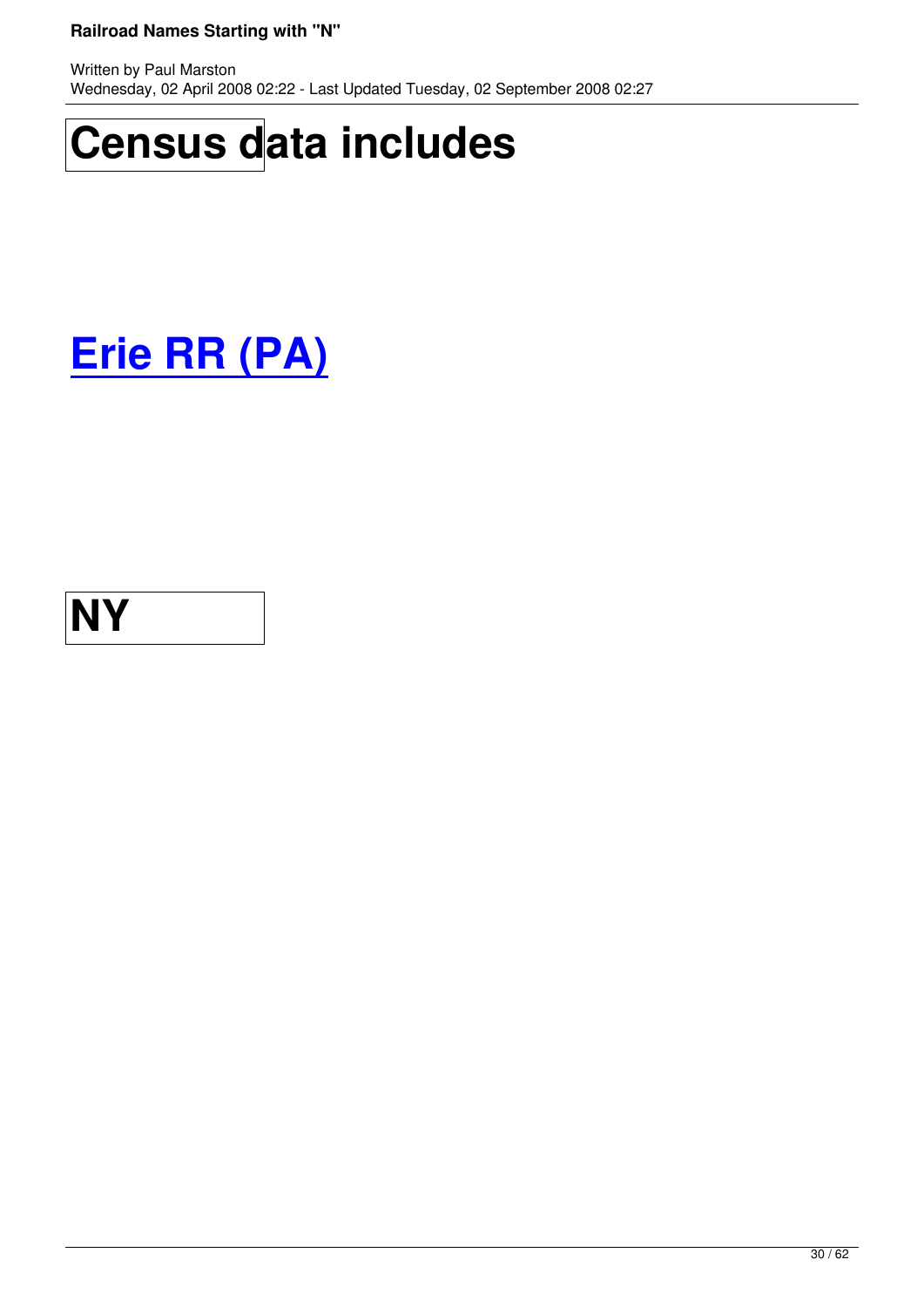# Census data includes

# [Erie RR (PA)]

# NY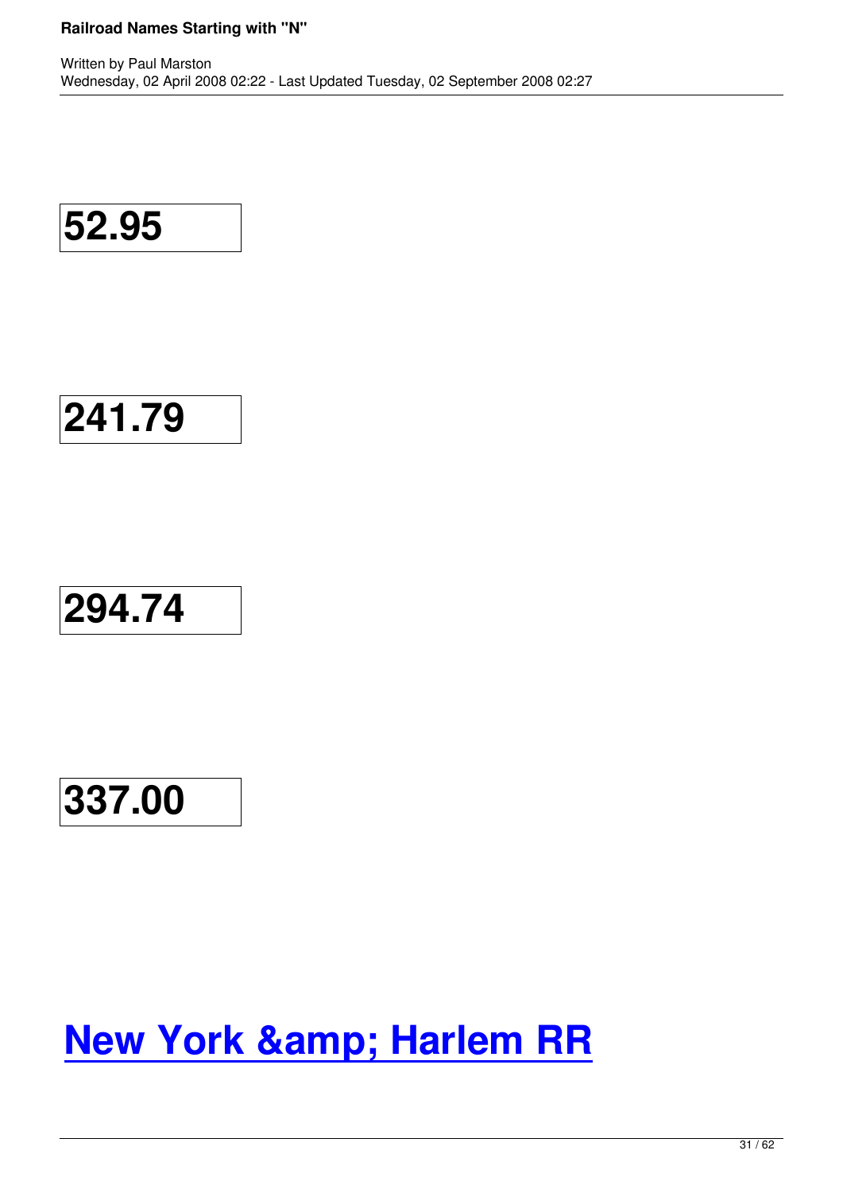**52.95**

**241.79**

**294.74**

**337.00**

# New York &amp; Harlem RR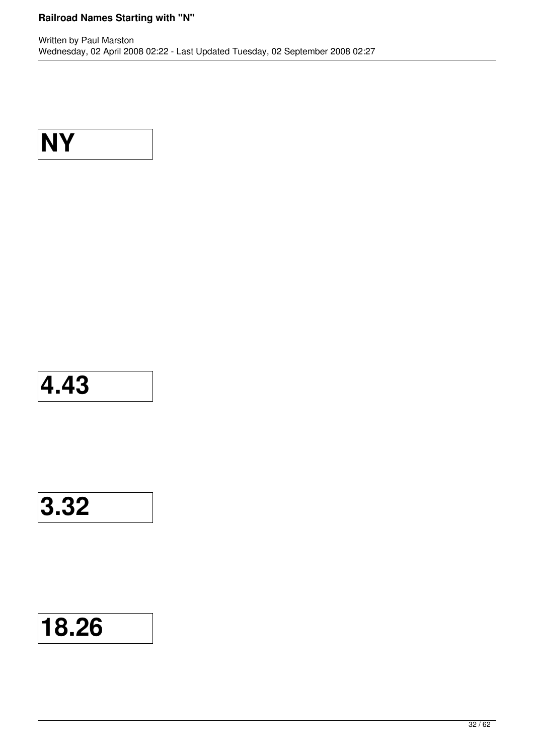**NY**

**4.43**

**3.32**

**18.26**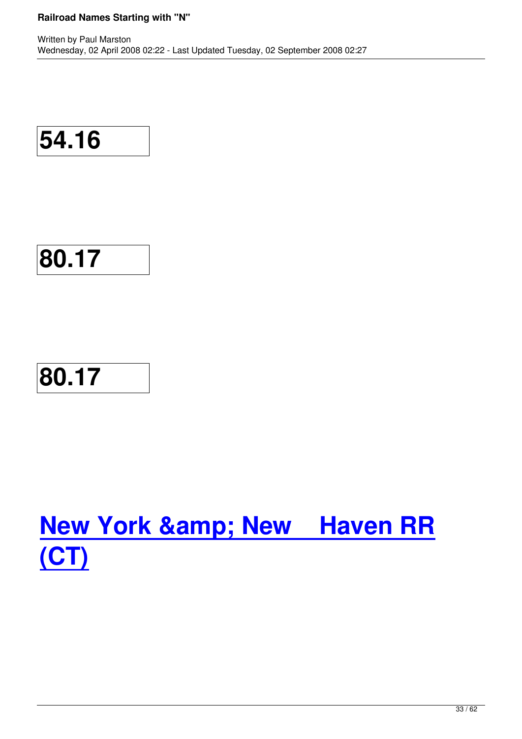| |
|---|
| **54.16** |

| |
|---|
| **80.17** |

| |
|---|
| **80.17** |

# New York &amp; New Haven RR (CT)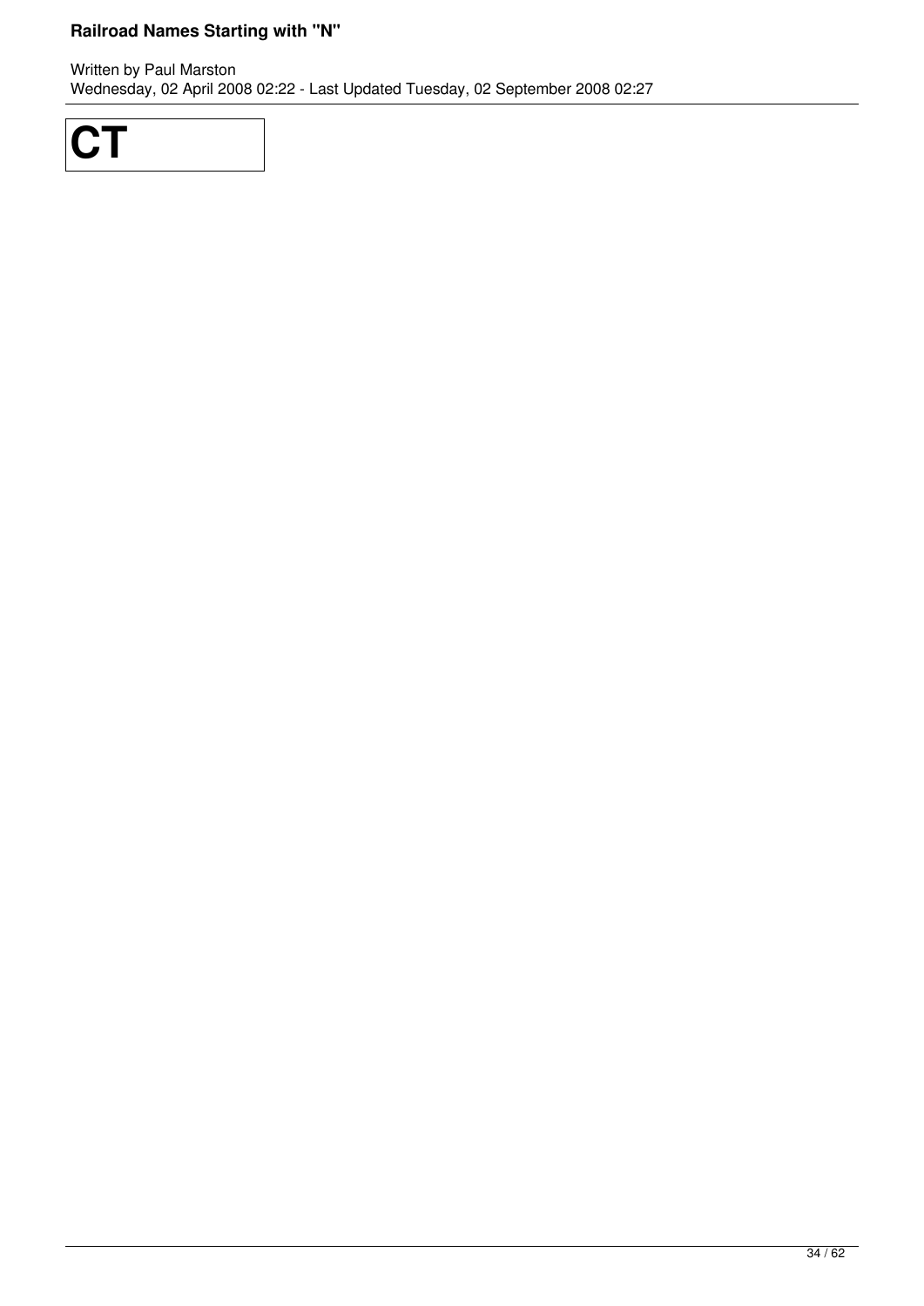| CT |
|---|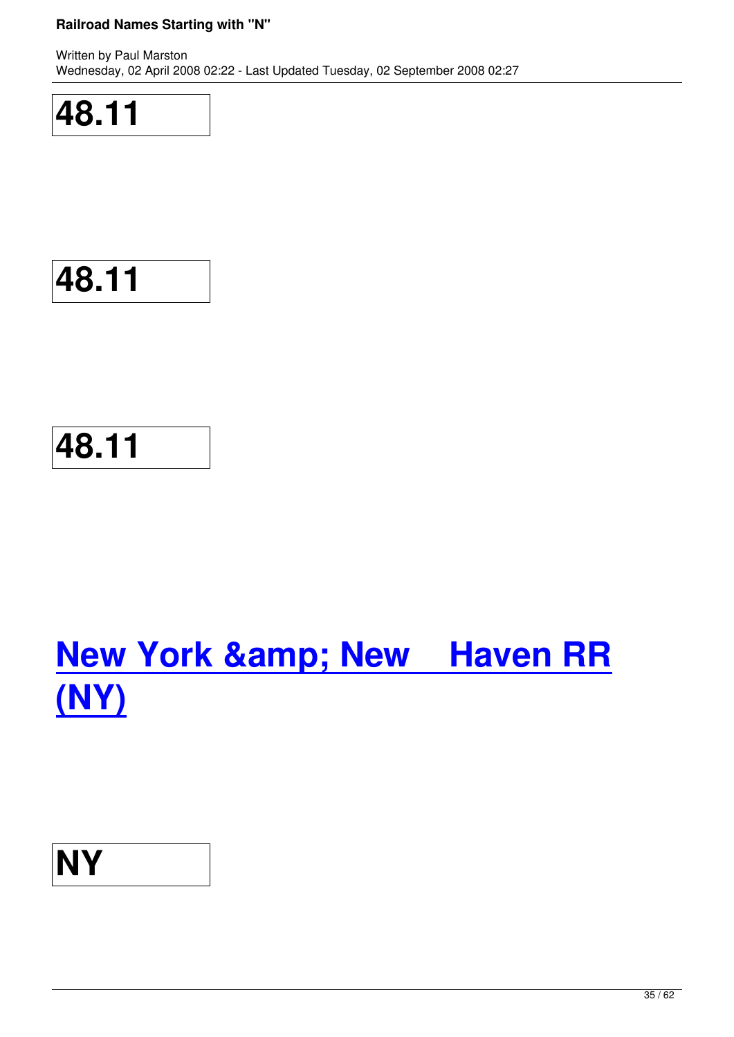48.11

48.11

48.11

# New York &amp; New Haven RR (NY)

NY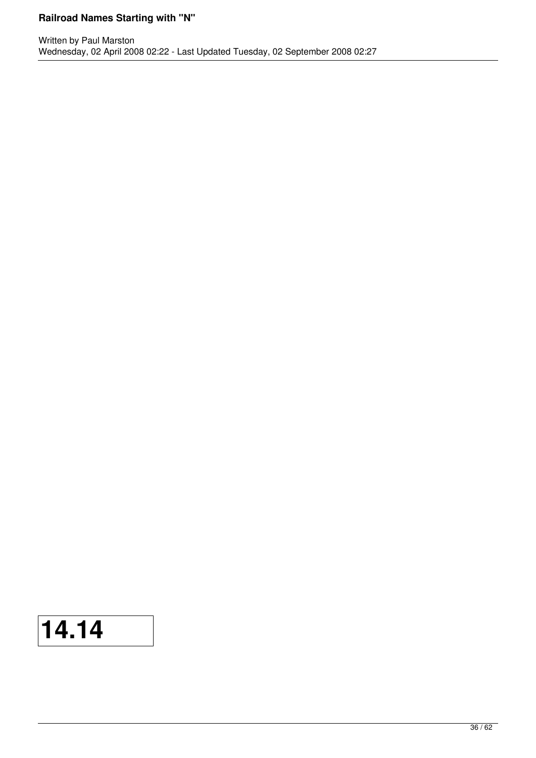# 14.14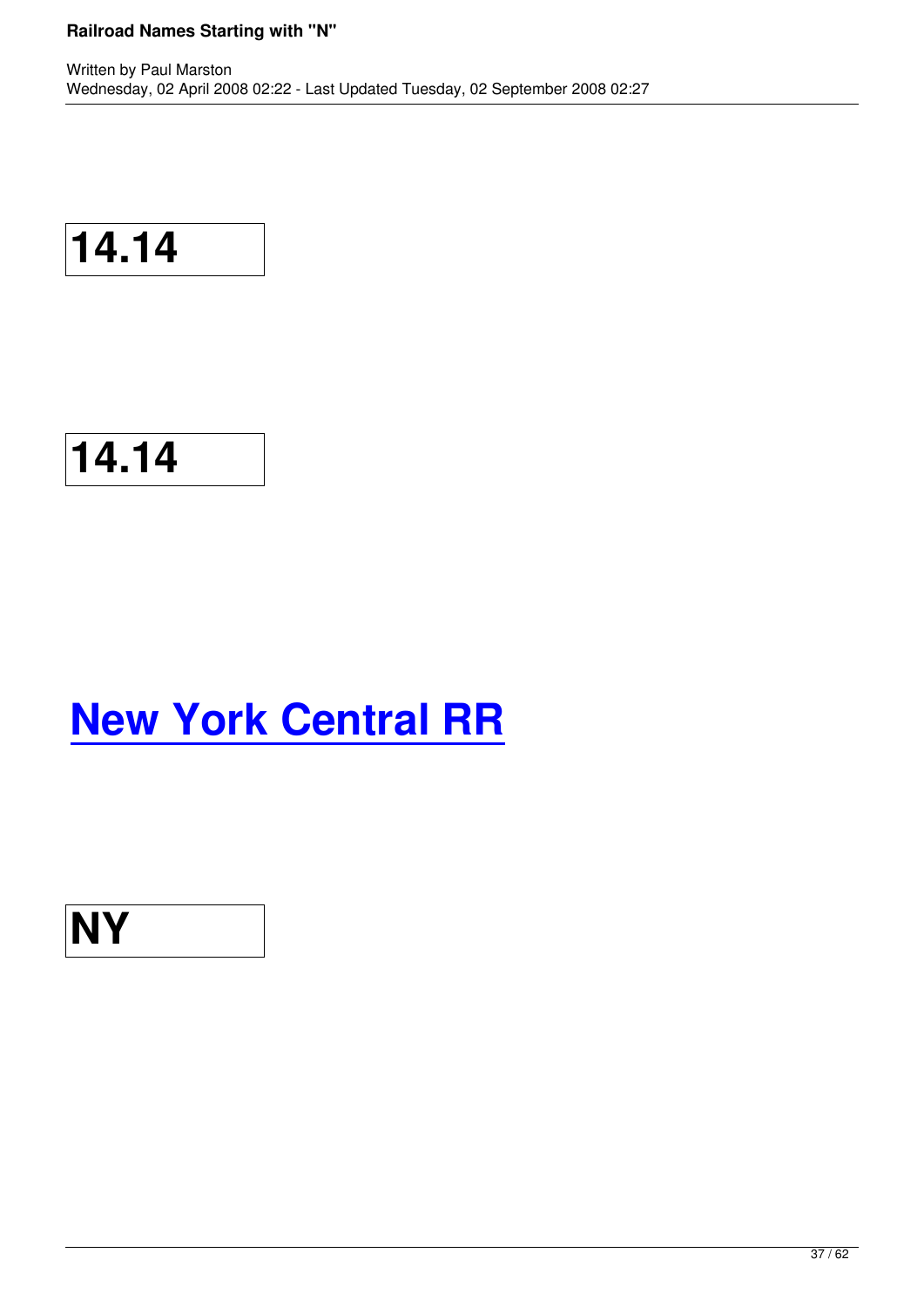| |
|---|
| **14.14** |

| |
|---|
| **14.14** |

# New York Central RR

| |
|---|
| **NY** |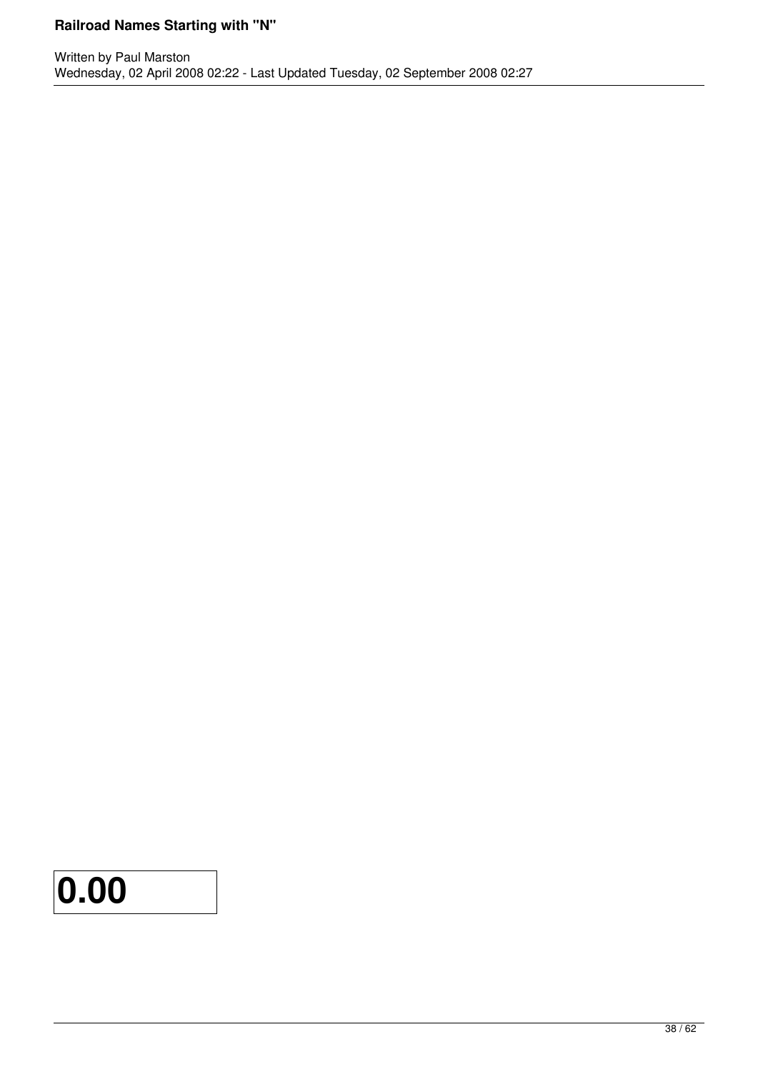**0.00**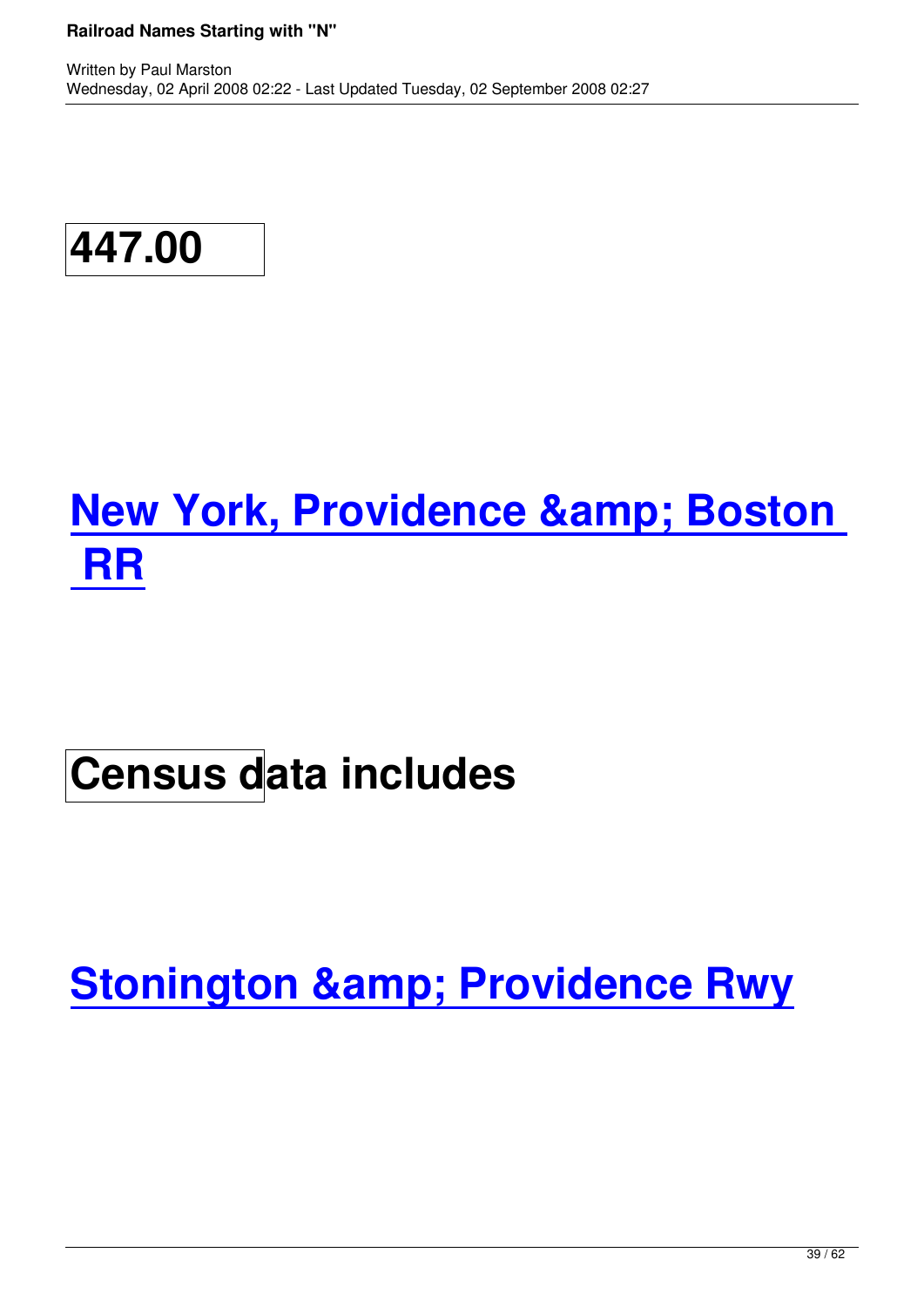447.00

# New York, Providence &amp; Boston RR

# Census data includes

# Stonington &amp; Providence Rwy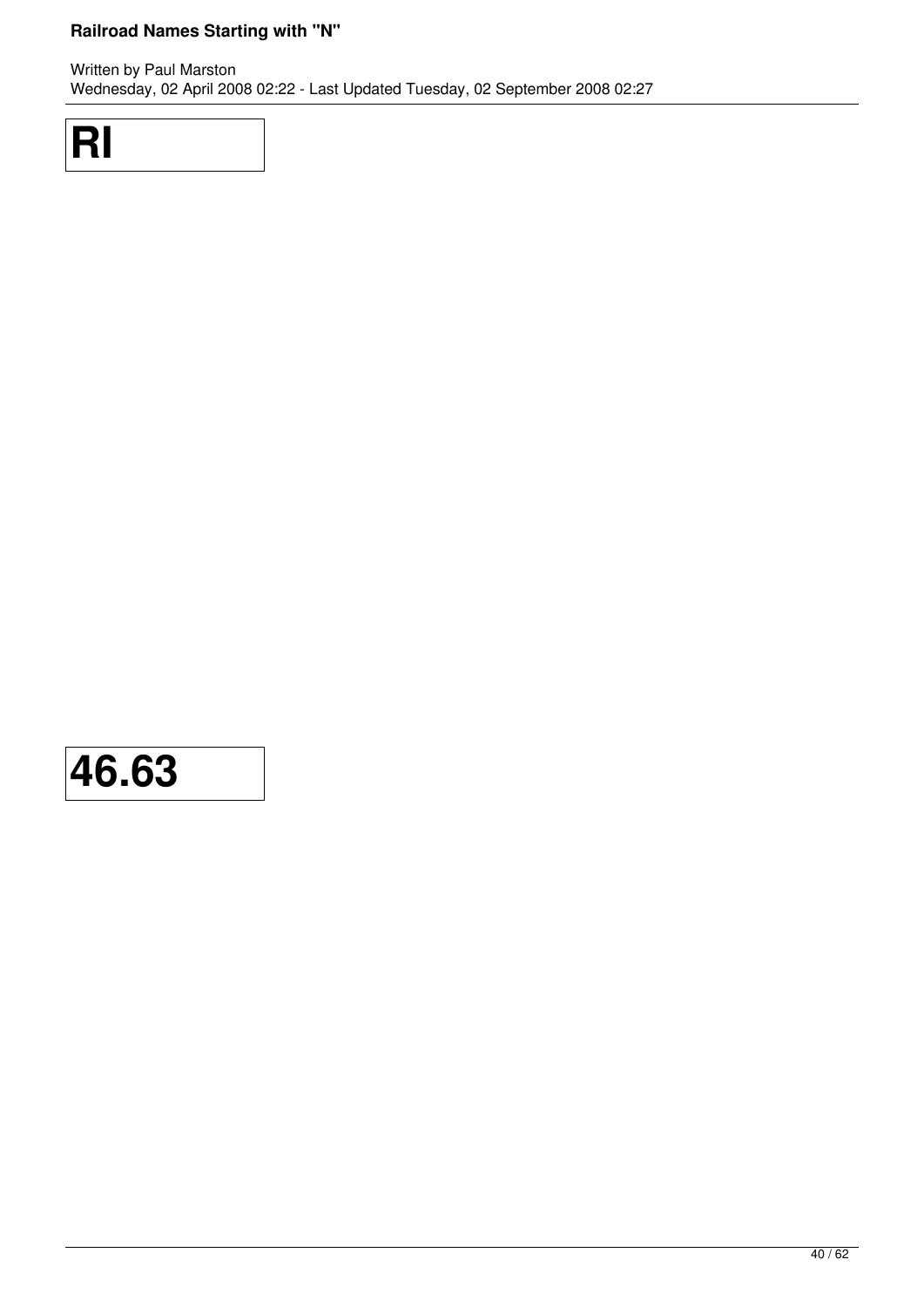| RI |
|---|

| 46.63 |
|---|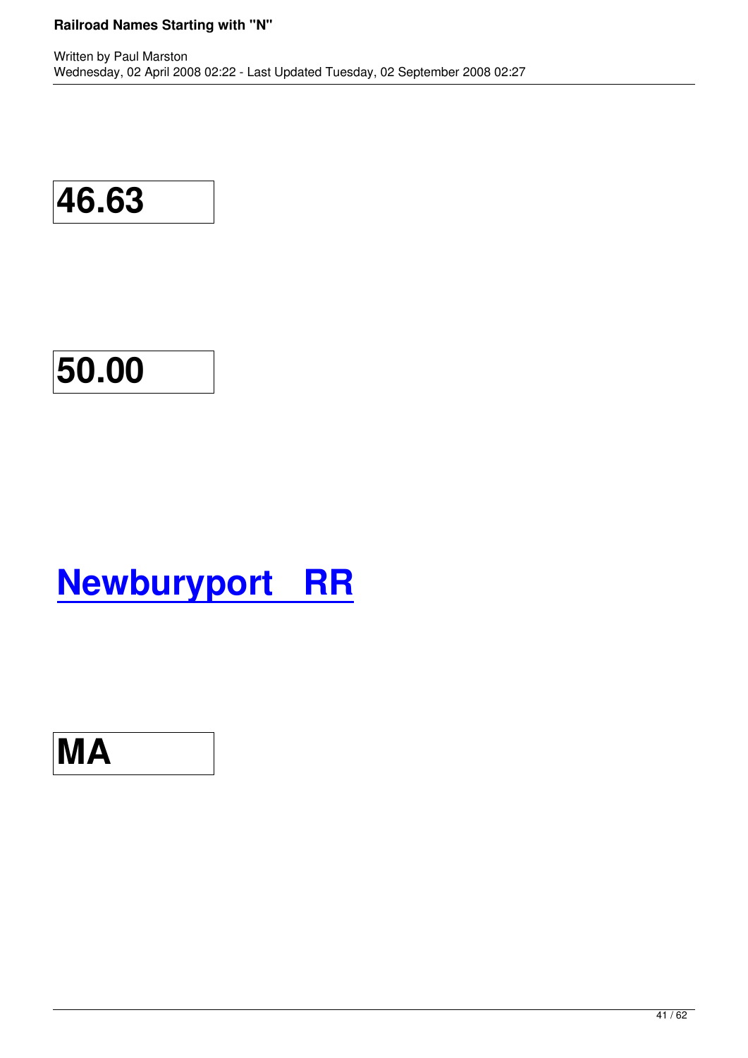| |
|---|
| **46.63** |

| |
|---|
| **50.00** |

# Newburyport RR

| |
|---|
| **MA** |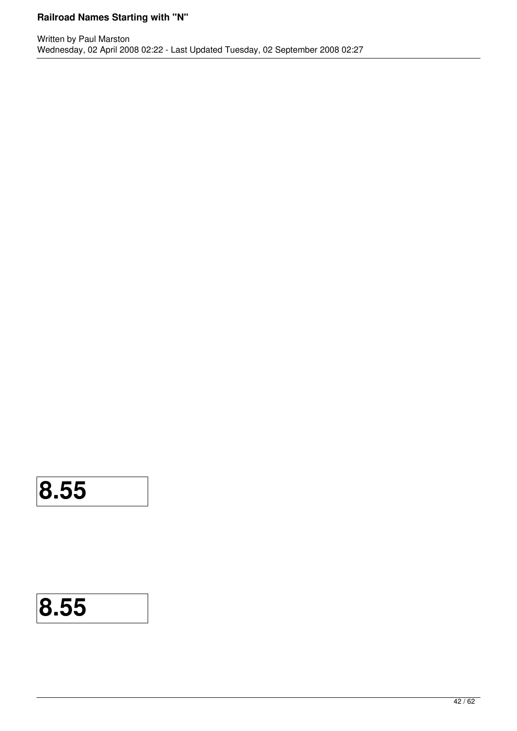8.55

8.55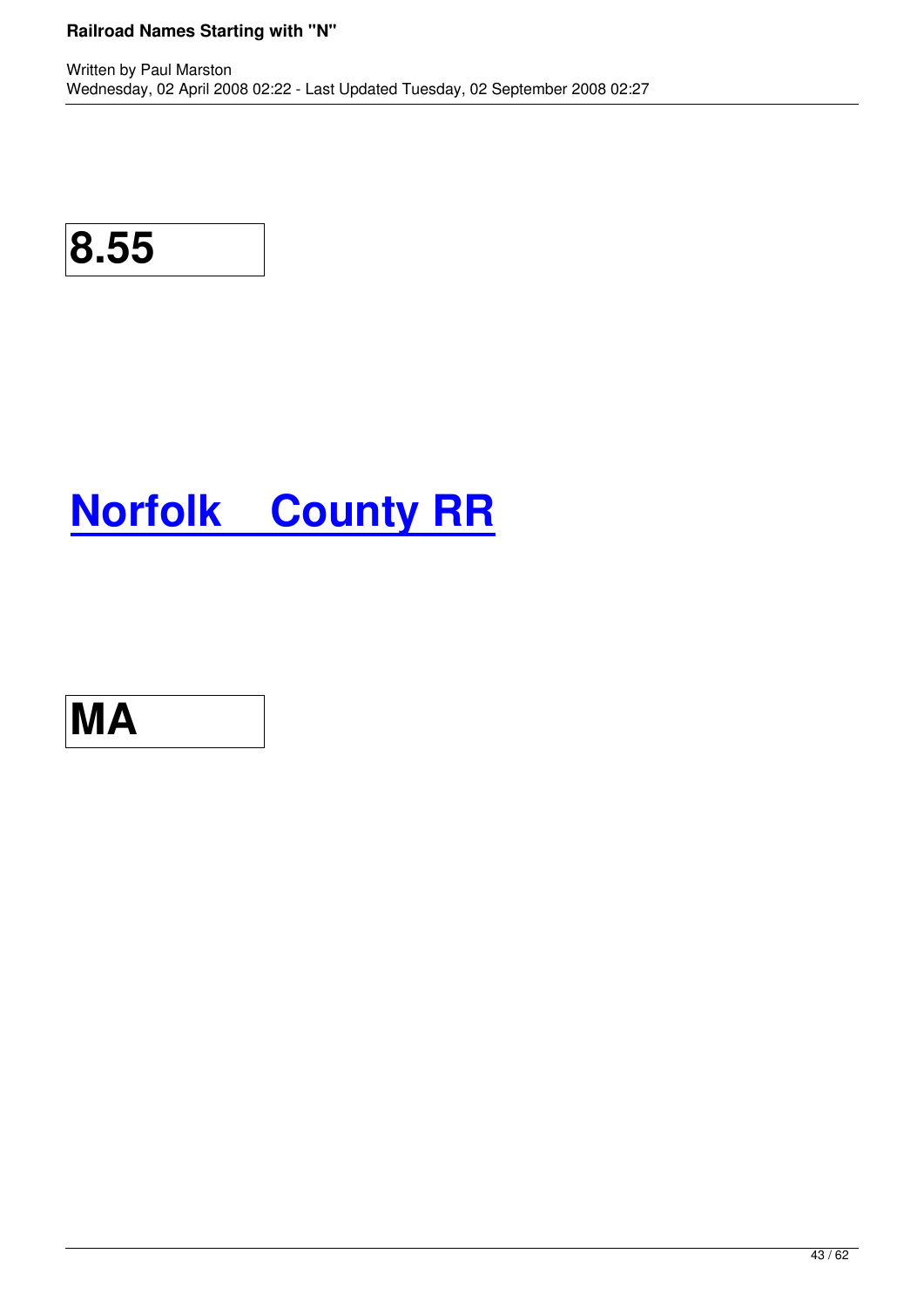| 8.55 |
|---|

# Norfolk County RR

| MA |
|---|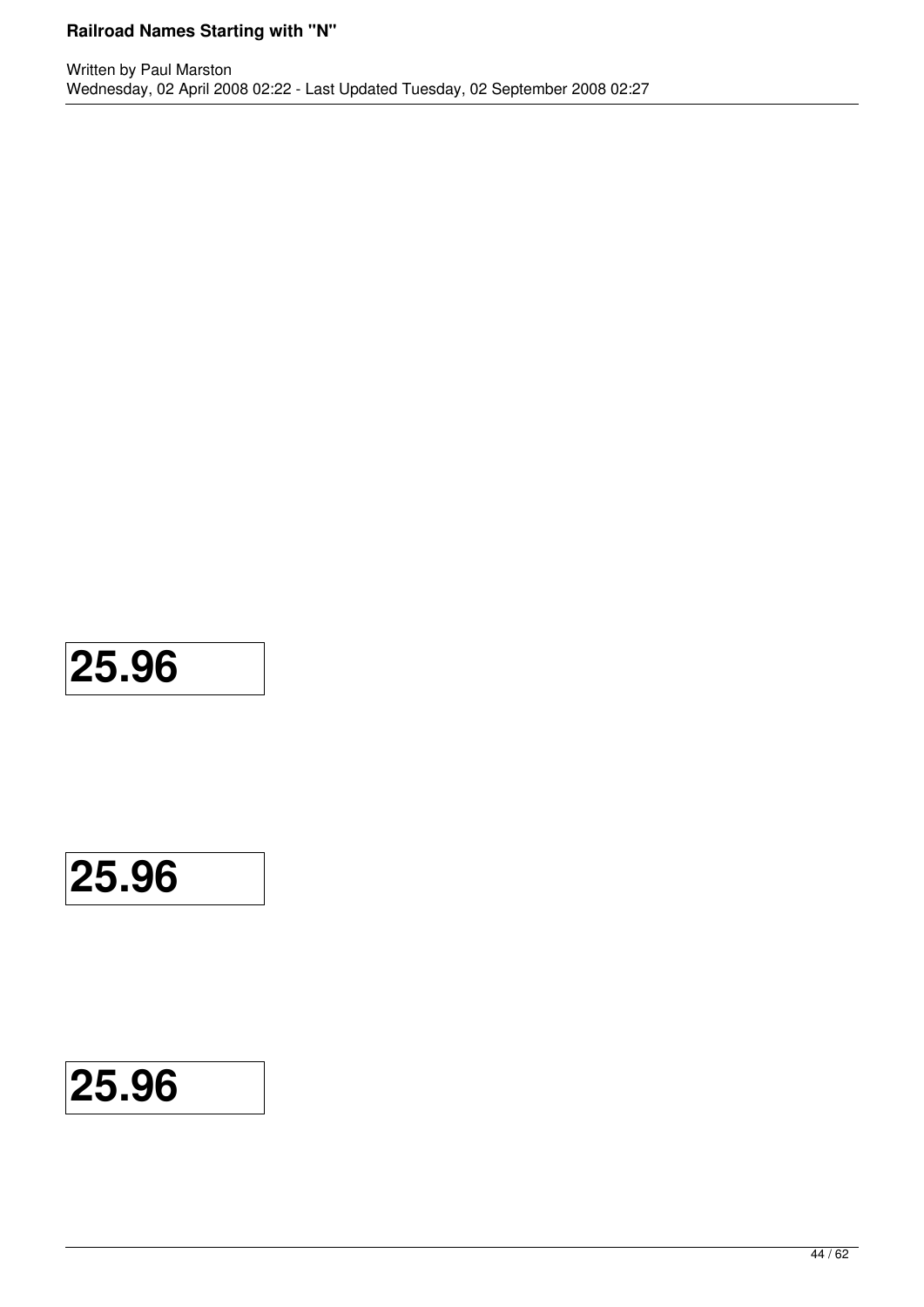**25.96**

**25.96**

**25.96**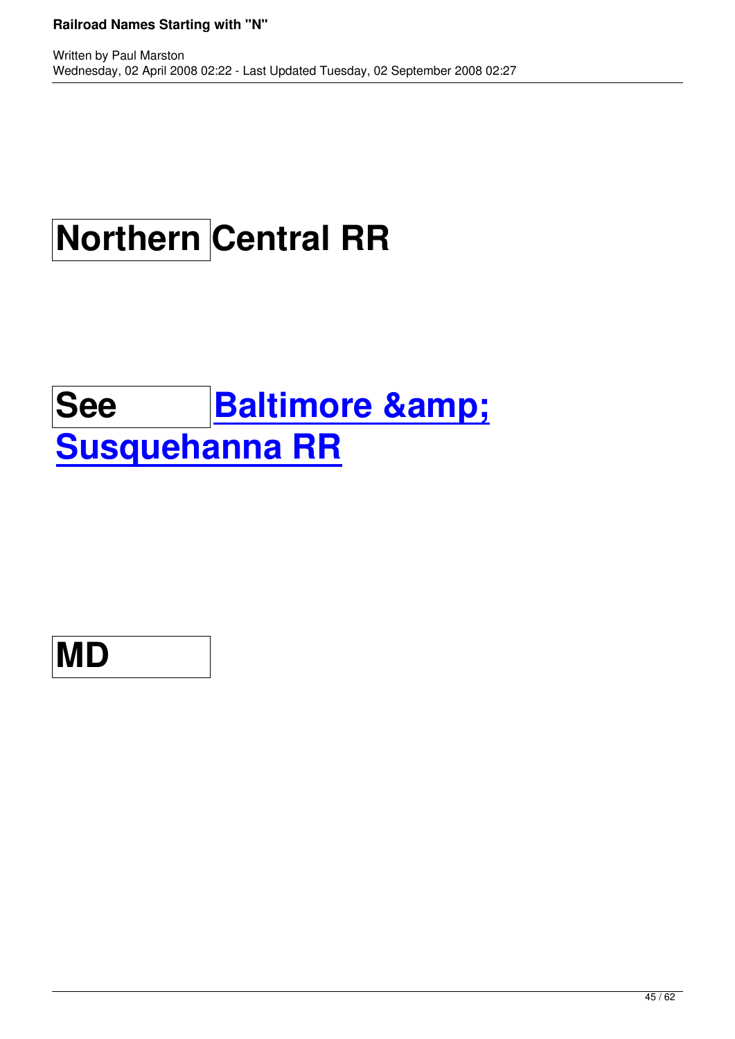| | |
|---|---|
| **Northern** | **Central RR** |
| **See** | **Baltimore &amp; Susquehanna RR** |
| **MD** | |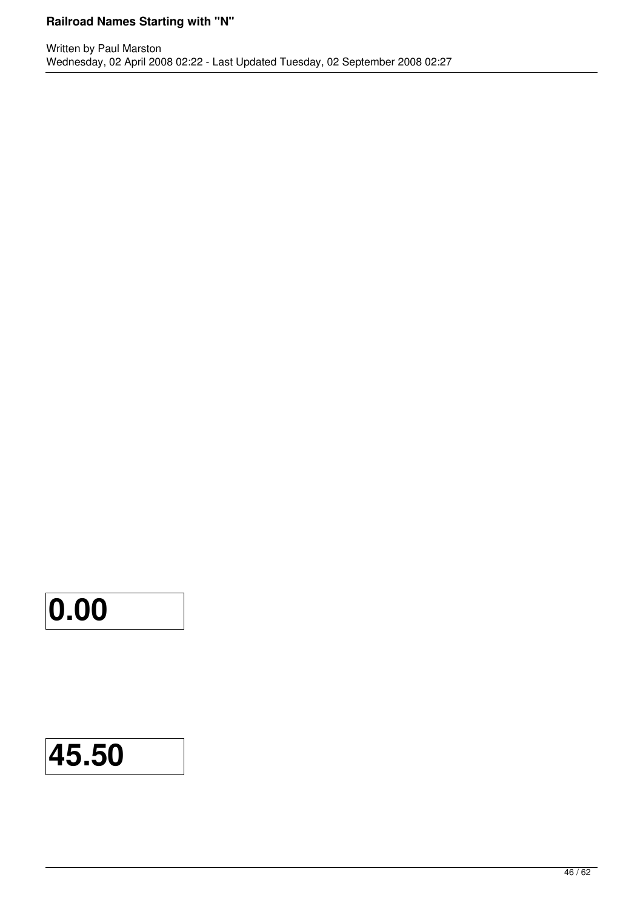**0.00**

**45.50**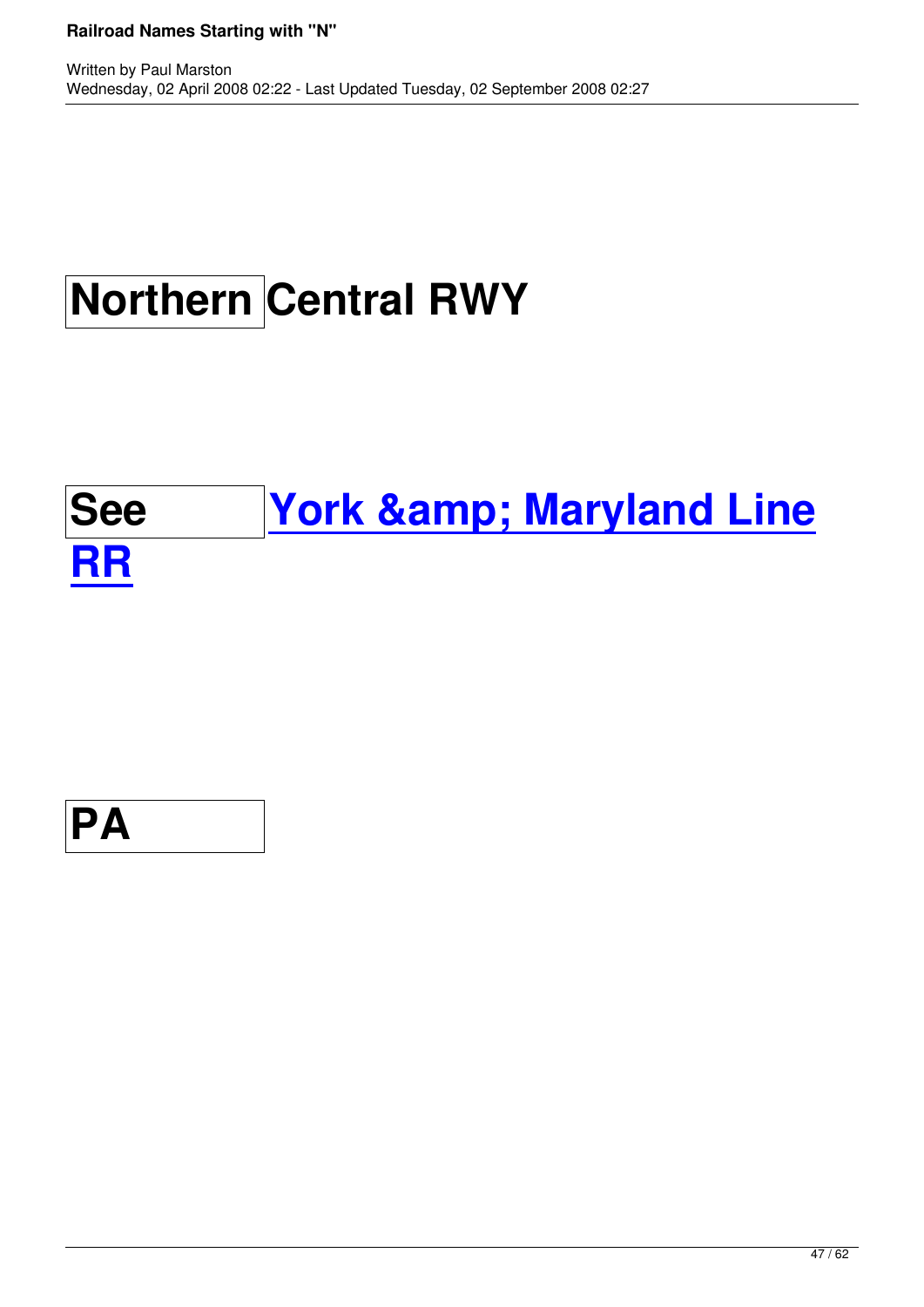| Northern | Central RWY |
| --- | --- |
| See | York &amp; Maryland Line RR |
| PA | |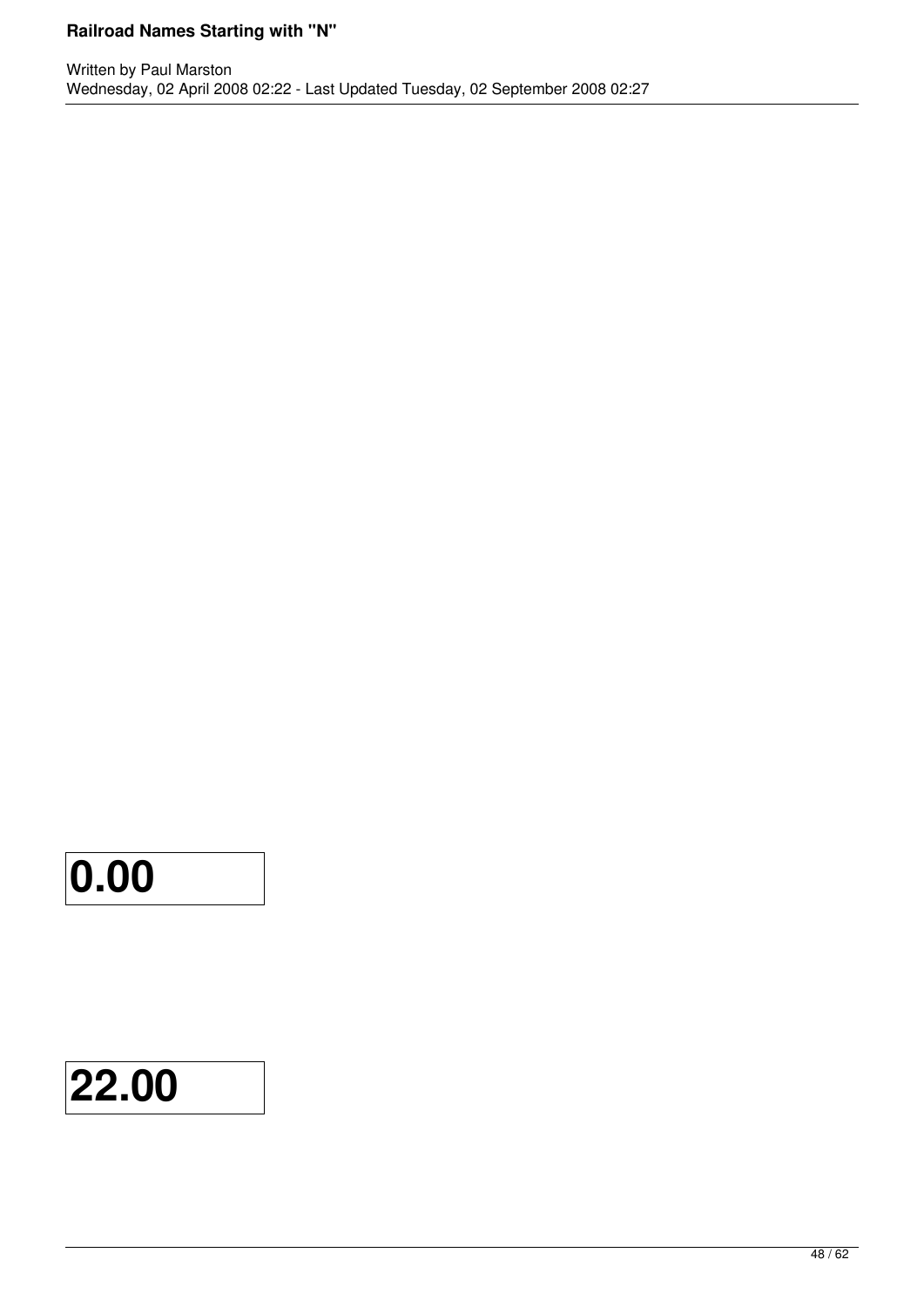**0.00**

**22.00**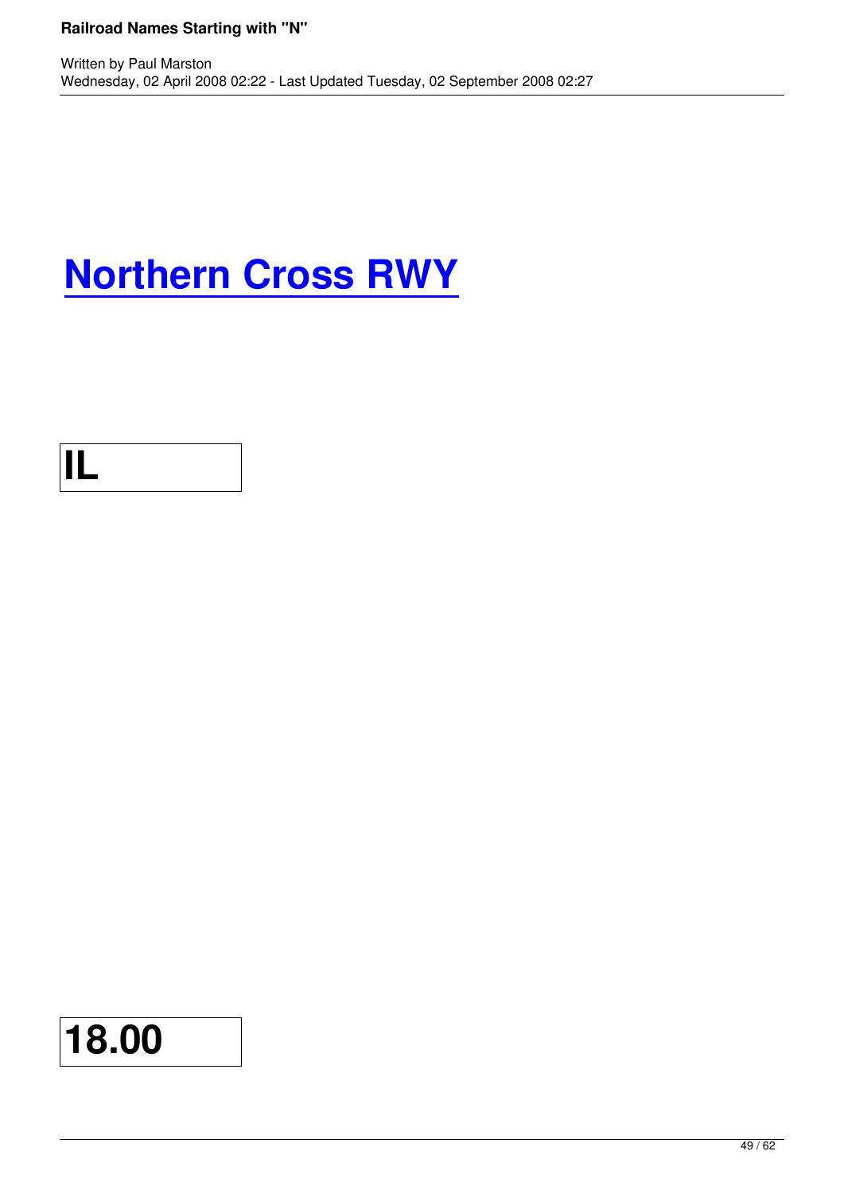# Northern Cross RWY

**IL**

**18.00**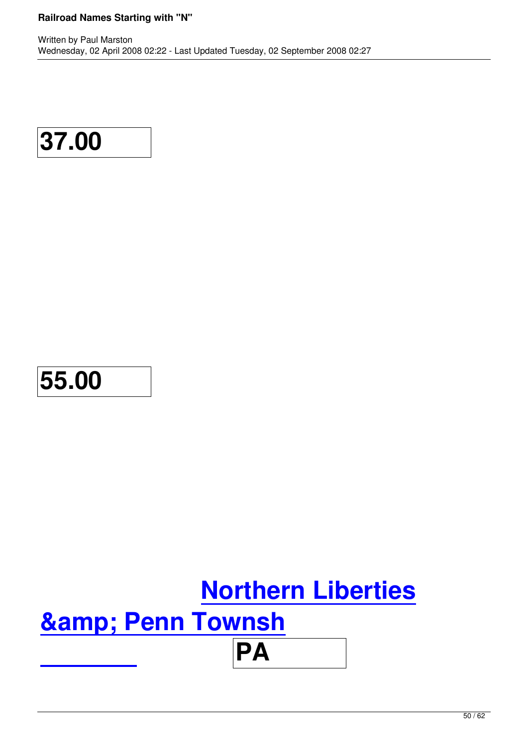**37.00**

**55.00**

**Northern Liberties &amp; Penn Townsh**

**PA**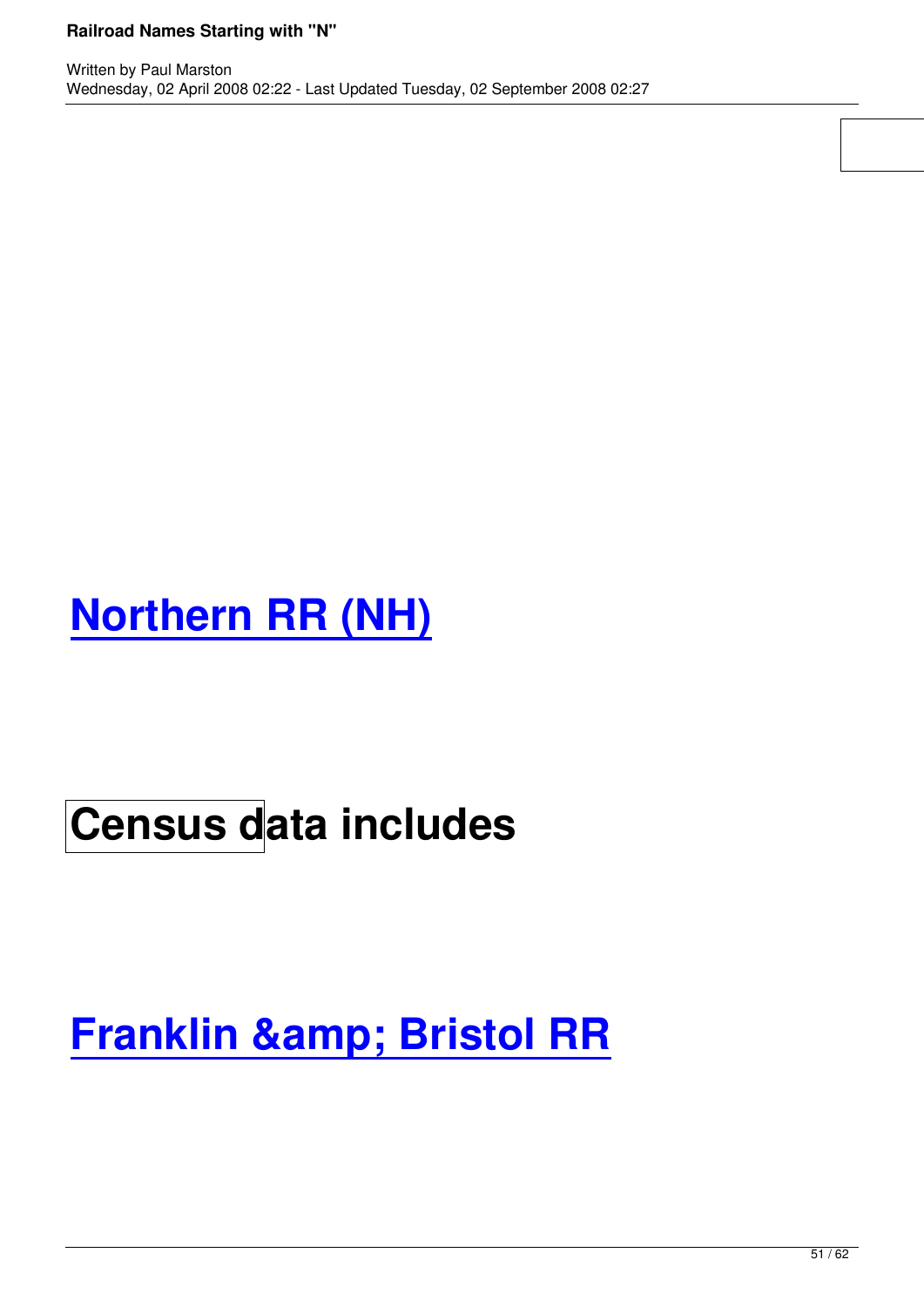# Northern RR (NH)

# Census data includes

# Franklin &amp; Bristol RR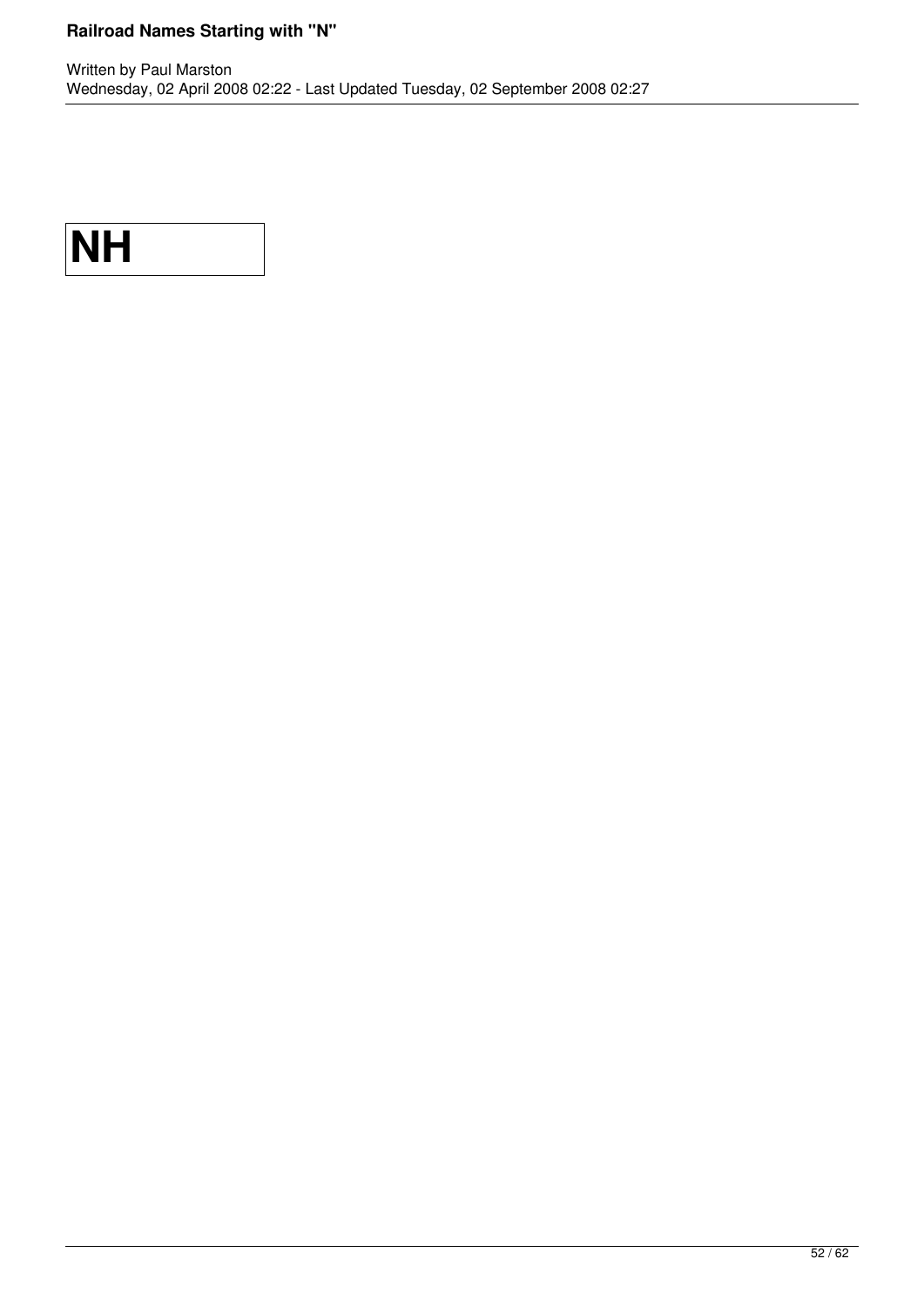# NH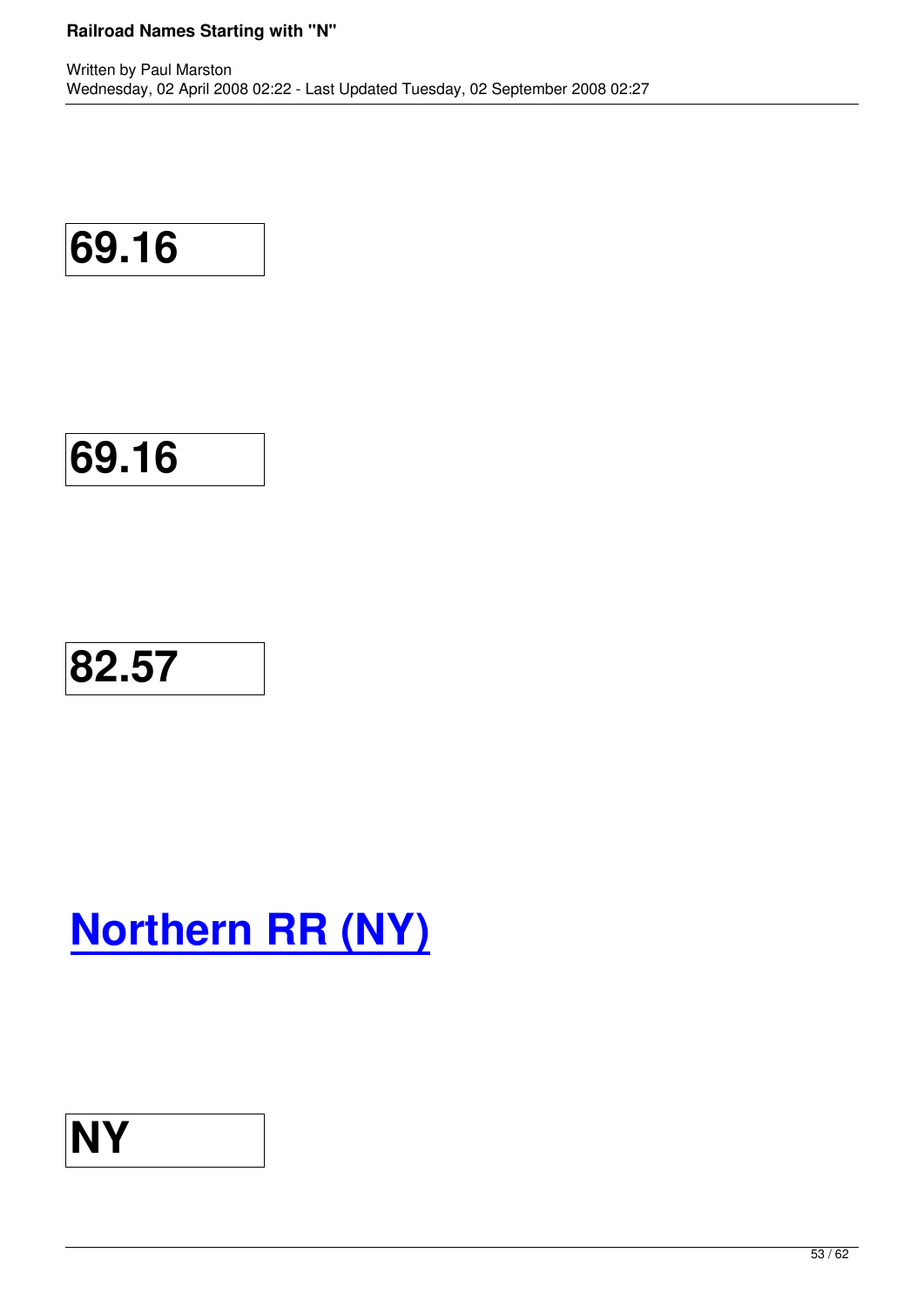| |
|---|
| 69.16 |

| |
|---|
| 69.16 |

| |
|---|
| 82.57 |

# Northern RR (NY)

| |
|---|
| NY |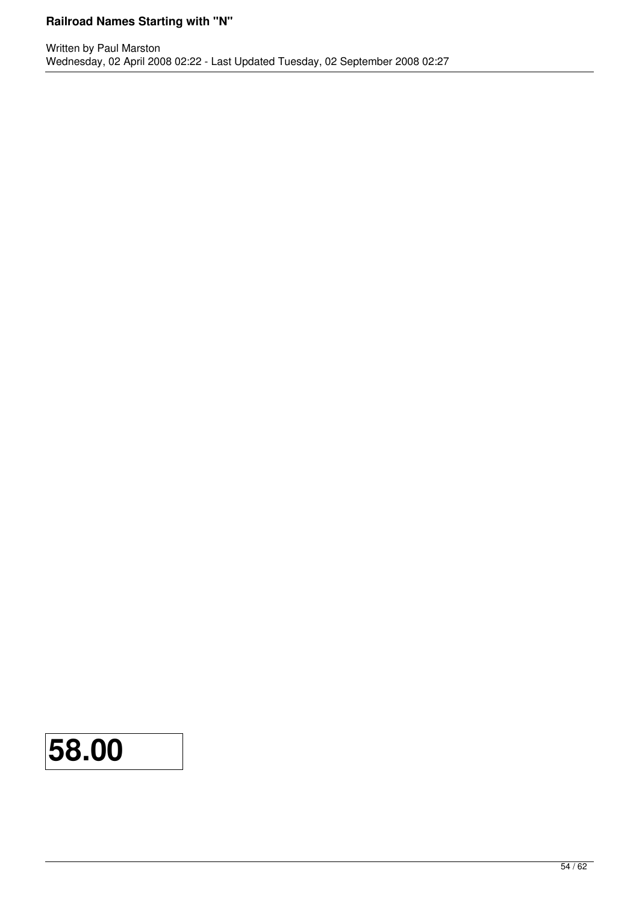**58.00**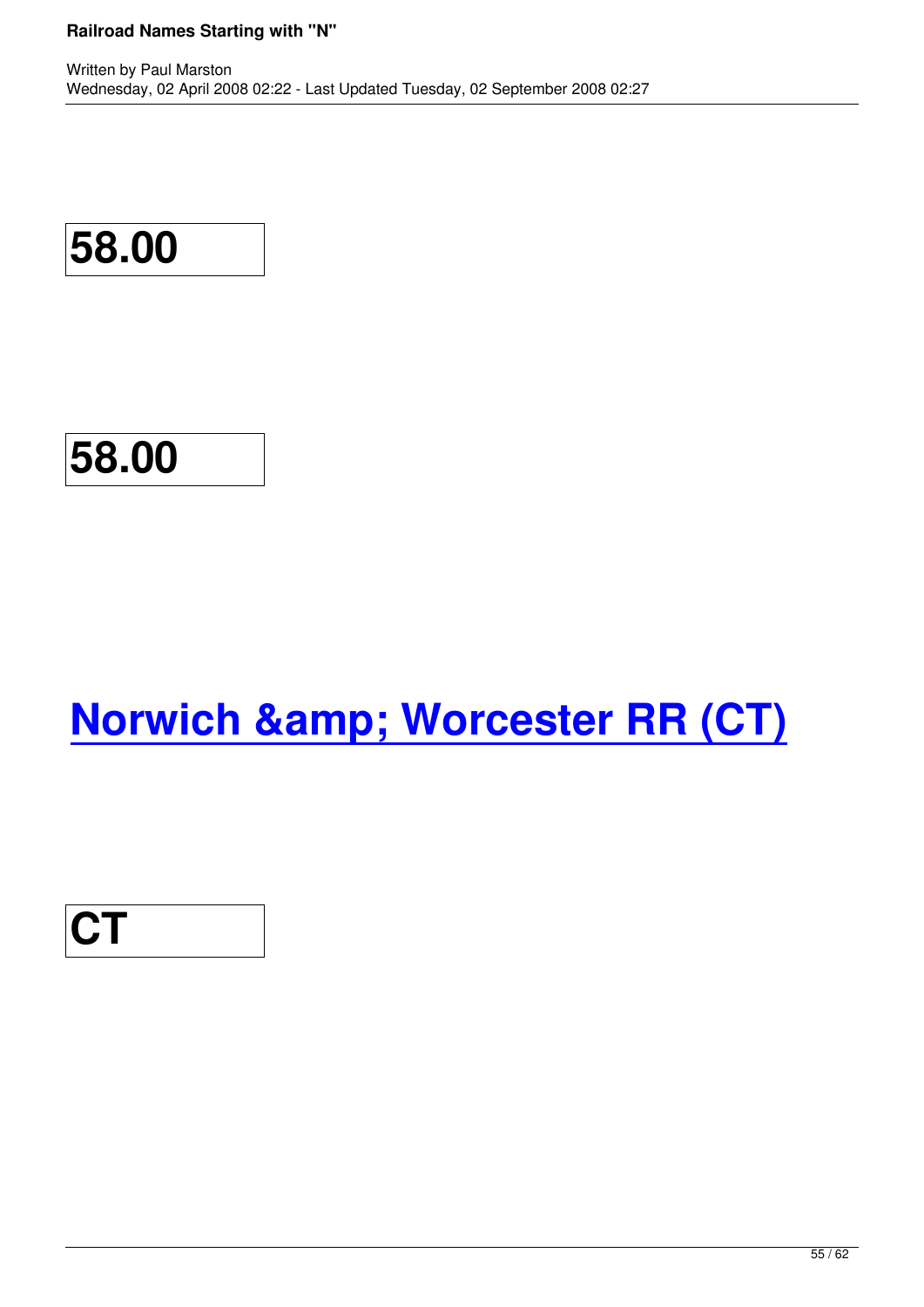| |
|---|
| **58.00** |

| |
|---|
| **58.00** |

# Norwich &amp; Worcester RR (CT)

| |
|---|
| **CT** |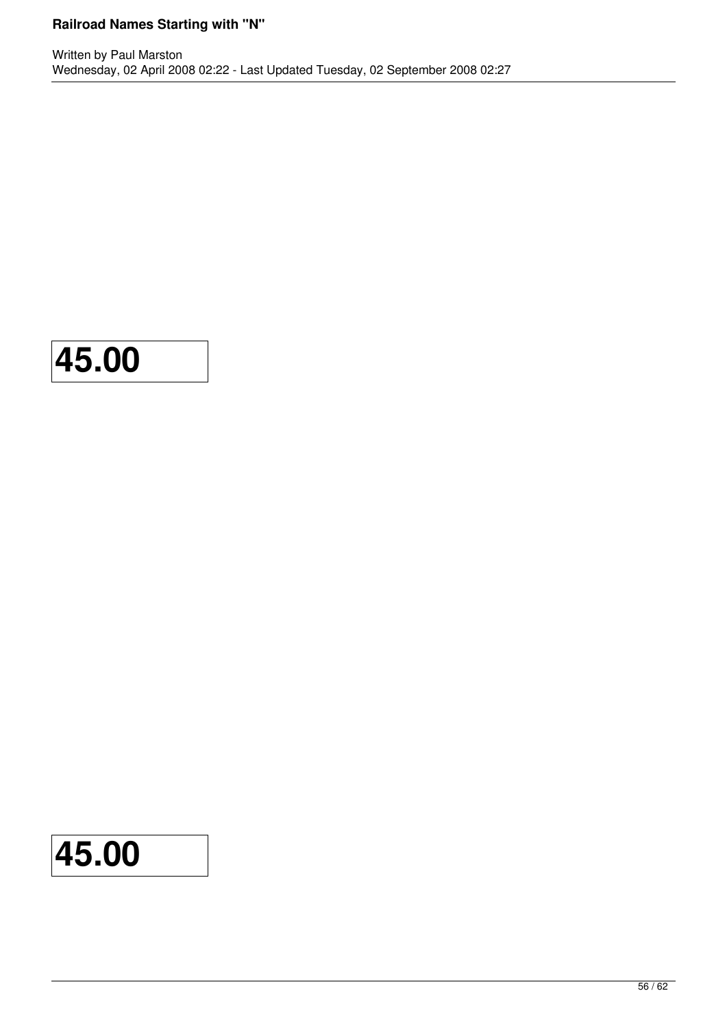**45.00**

**45.00**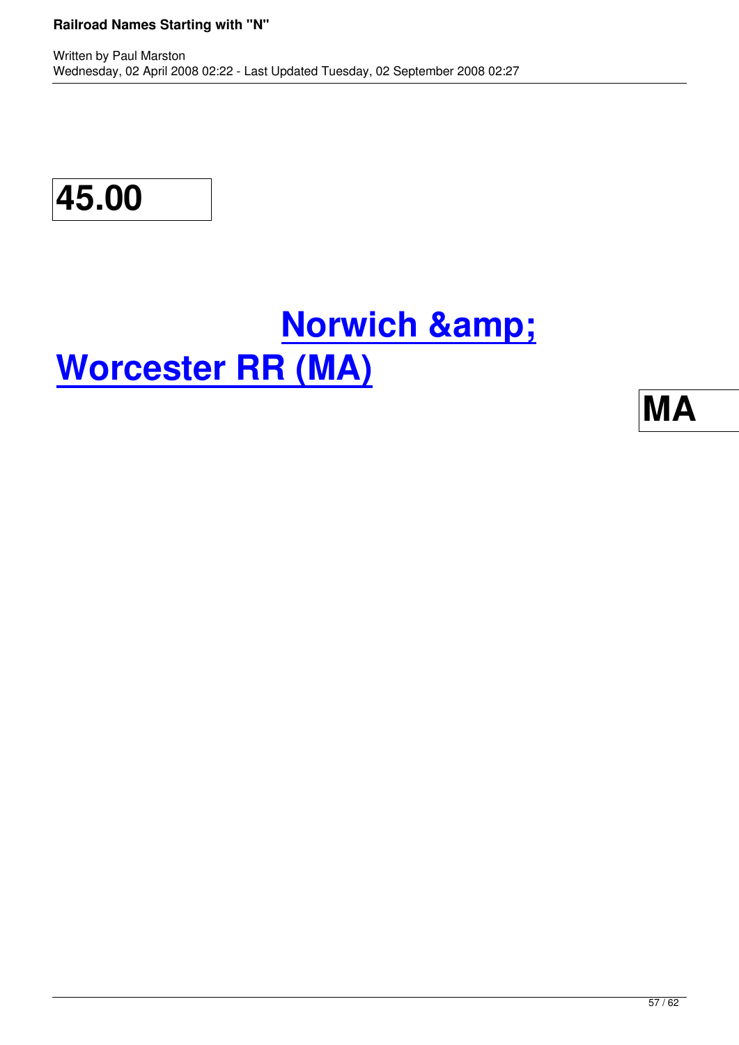| |
|---|
| 45.00 |

**Norwich &amp; Worcester RR (MA)**

| |
|---|
| MA |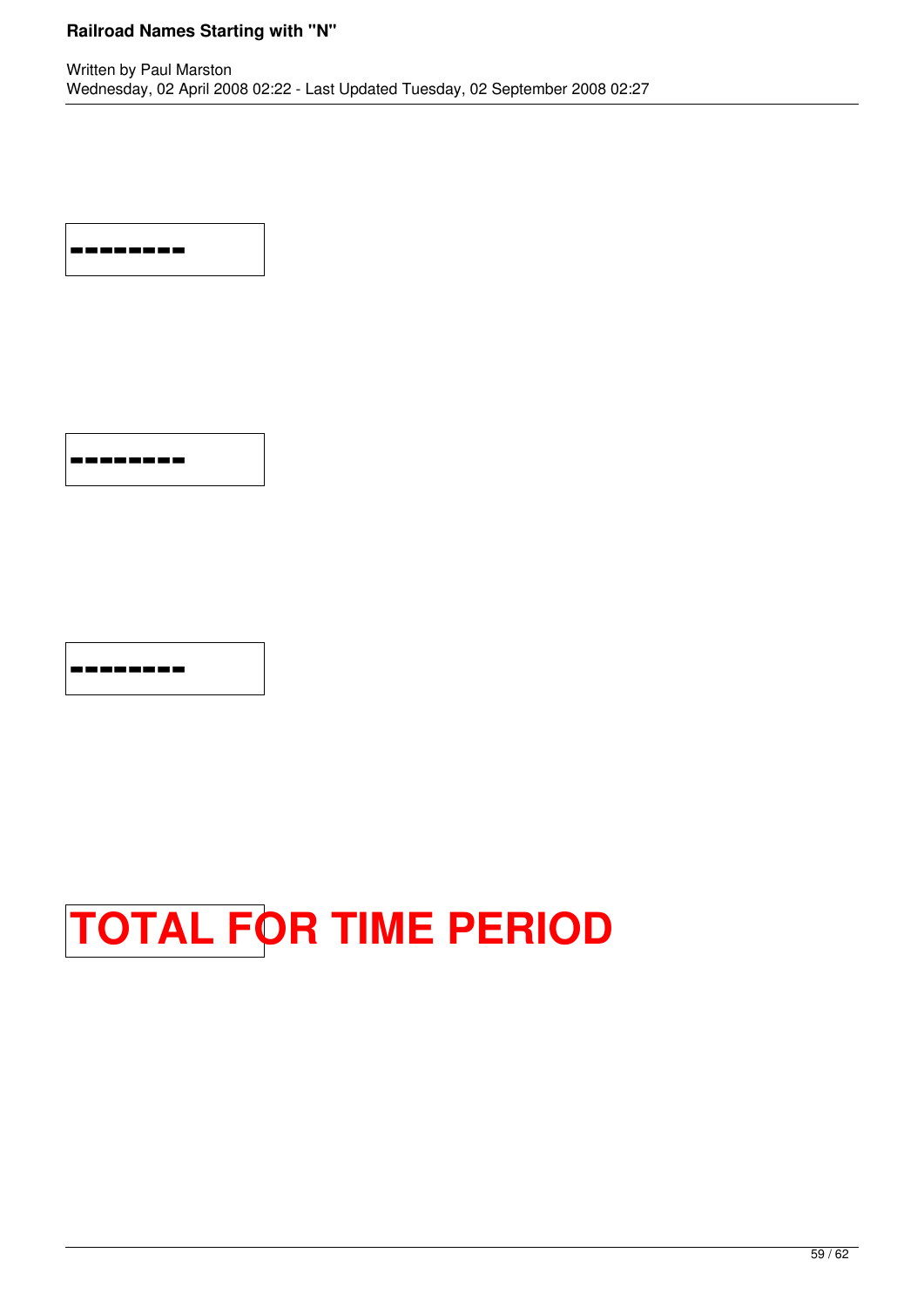| |
|---|
| -------- |

| |
|---|
| -------- |

| |
|---|
| -------- |

# TOTAL FOR TIME PERIOD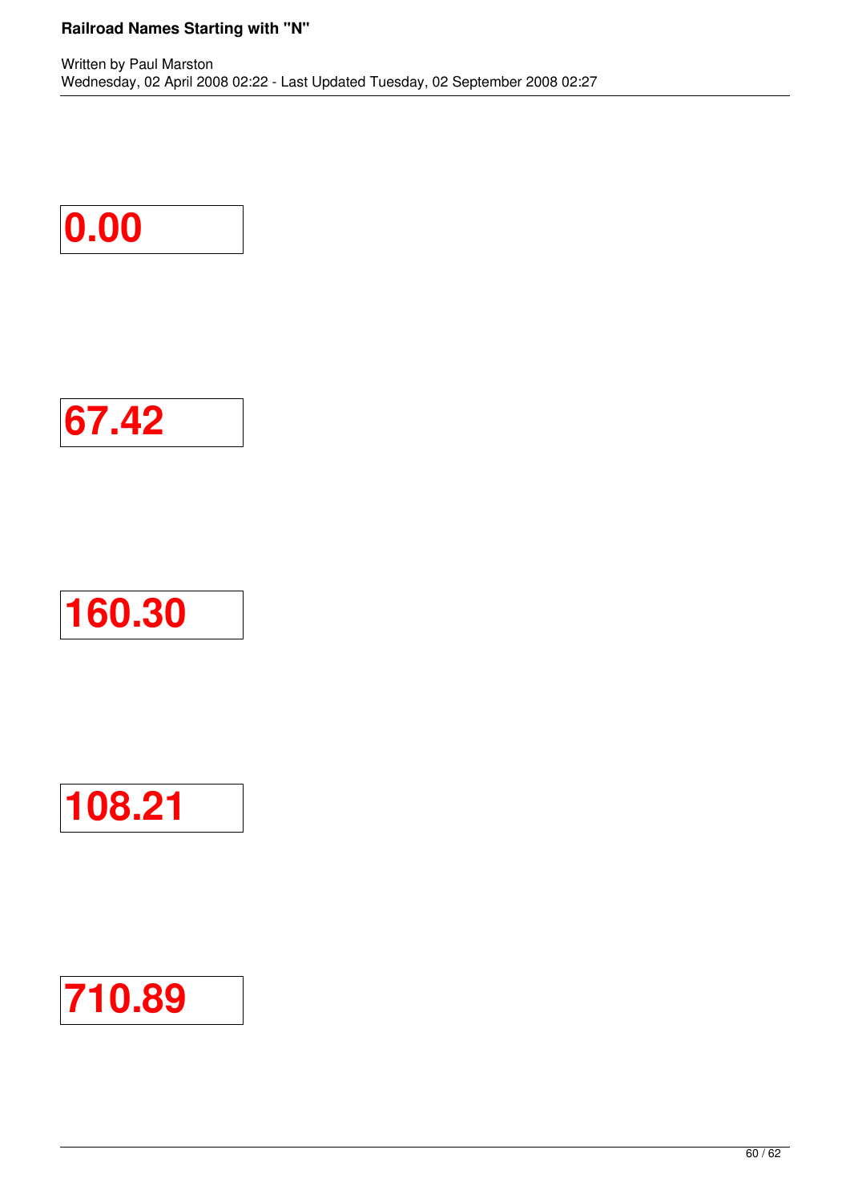**0.00**

**67.42**

**160.30**

**108.21**

**710.89**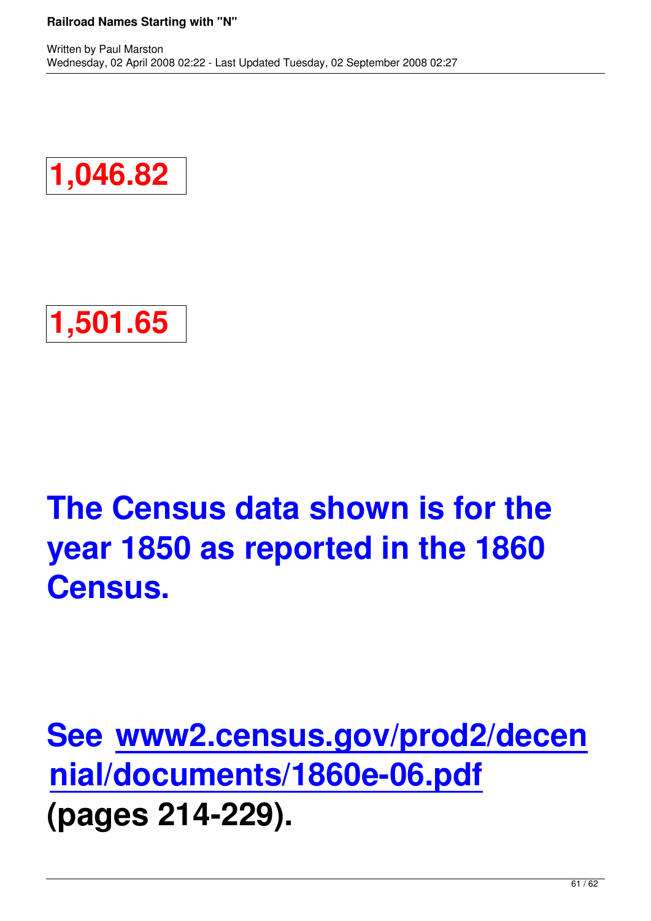1,046.82

1,501.65

**The Census data shown is for the year 1850 as reported in the 1860 Census.**

**See [www2.census.gov/prod2/decennial/documents/1860e-06.pdf](www2.census.gov/prod2/decennial/documents/1860e-06.pdf) (pages 214-229).**